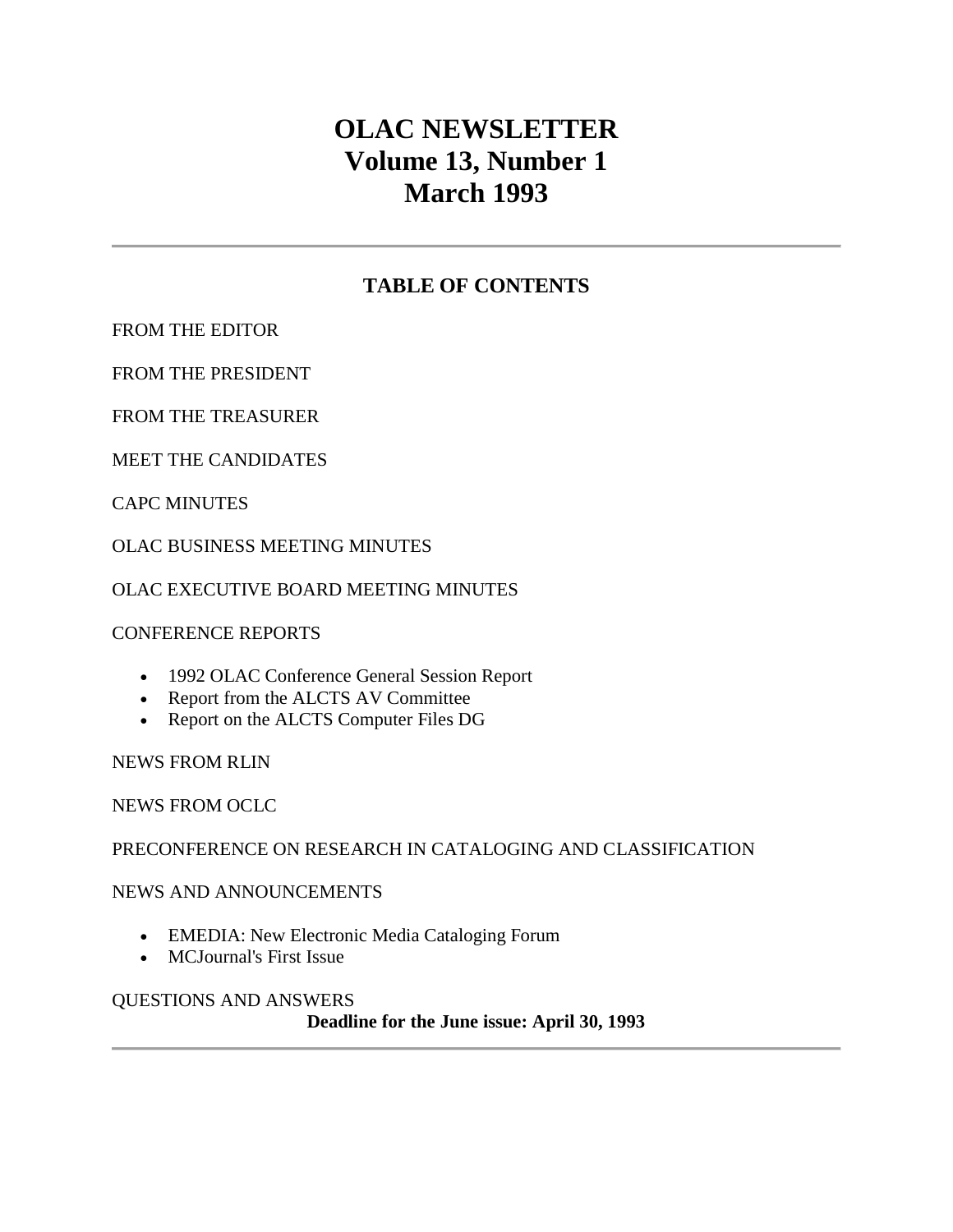# OLAC NEWSLETTER
# Volume 13, Number 1
# March 1993

---

## TABLE OF CONTENTS

FROM THE EDITOR

FROM THE PRESIDENT

FROM THE TREASURER

MEET THE CANDIDATES

CAPC MINUTES

OLAC BUSINESS MEETING MINUTES

OLAC EXECUTIVE BOARD MEETING MINUTES

CONFERENCE REPORTS

- 1992 OLAC Conference General Session Report
- Report from the ALCTS AV Committee
- Report on the ALCTS Computer Files DG

NEWS FROM RLIN

NEWS FROM OCLC

PRECONFERENCE ON RESEARCH IN CATALOGING AND CLASSIFICATION

NEWS AND ANNOUNCEMENTS

- EMEDIA: New Electronic Media Cataloging Forum
- MCJournal's First Issue

QUESTIONS AND ANSWERS

**Deadline for the June issue: April 30, 1993**

---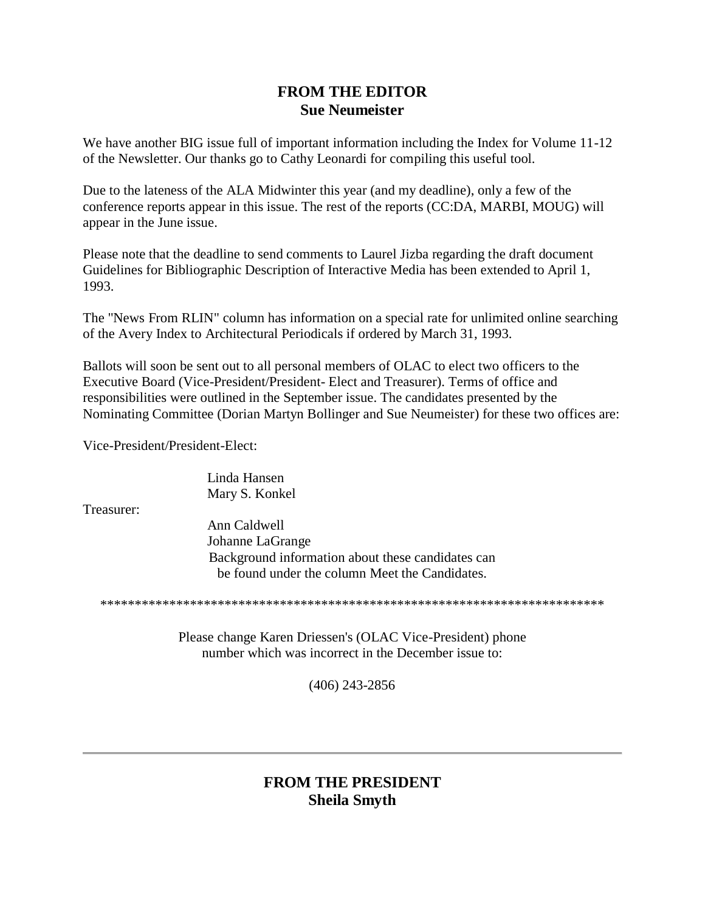## FROM THE EDITOR
**Sue Neumeister**

We have another BIG issue full of important information including the Index for Volume 11-12 of the Newsletter. Our thanks go to Cathy Leonardi for compiling this useful tool.

Due to the lateness of the ALA Midwinter this year (and my deadline), only a few of the conference reports appear in this issue. The rest of the reports (CC:DA, MARBI, MOUG) will appear in the June issue.

Please note that the deadline to send comments to Laurel Jizba regarding the draft document Guidelines for Bibliographic Description of Interactive Media has been extended to April 1, 1993.

The "News From RLIN" column has information on a special rate for unlimited online searching of the Avery Index to Architectural Periodicals if ordered by March 31, 1993.

Ballots will soon be sent out to all personal members of OLAC to elect two officers to the Executive Board (Vice-President/President- Elect and Treasurer). Terms of office and responsibilities were outlined in the September issue. The candidates presented by the Nominating Committee (Dorian Martyn Bollinger and Sue Neumeister) for these two offices are:

Vice-President/President-Elect:

Linda Hansen
Mary S. Konkel

Treasurer:

Ann Caldwell
Johanne LaGrange

Background information about these candidates can be found under the column Meet the Candidates.

***************************************************************************

Please change Karen Driessen's (OLAC Vice-President) phone number which was incorrect in the December issue to:

(406) 243-2856

---

## FROM THE PRESIDENT
**Sheila Smyth**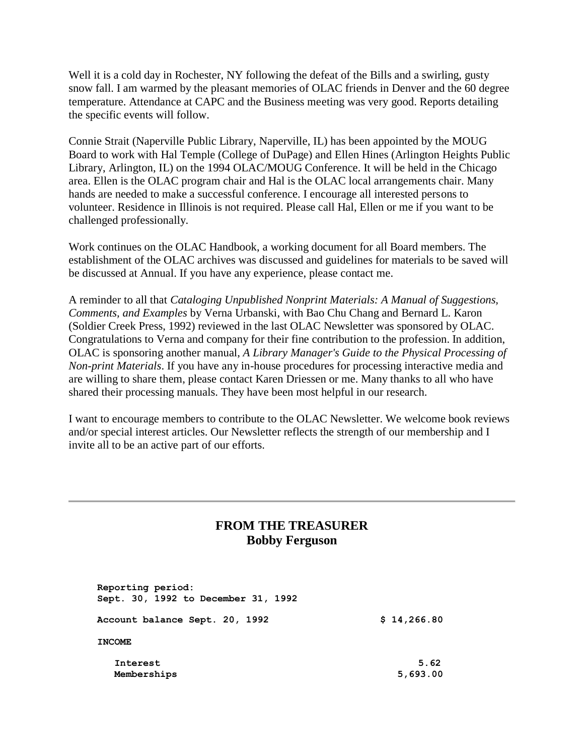Well it is a cold day in Rochester, NY following the defeat of the Bills and a swirling, gusty snow fall. I am warmed by the pleasant memories of OLAC friends in Denver and the 60 degree temperature. Attendance at CAPC and the Business meeting was very good. Reports detailing the specific events will follow.

Connie Strait (Naperville Public Library, Naperville, IL) has been appointed by the MOUG Board to work with Hal Temple (College of DuPage) and Ellen Hines (Arlington Heights Public Library, Arlington, IL) on the 1994 OLAC/MOUG Conference. It will be held in the Chicago area. Ellen is the OLAC program chair and Hal is the OLAC local arrangements chair. Many hands are needed to make a successful conference. I encourage all interested persons to volunteer. Residence in Illinois is not required. Please call Hal, Ellen or me if you want to be challenged professionally.

Work continues on the OLAC Handbook, a working document for all Board members. The establishment of the OLAC archives was discussed and guidelines for materials to be saved will be discussed at Annual. If you have any experience, please contact me.

A reminder to all that *Cataloging Unpublished Nonprint Materials: A Manual of Suggestions, Comments, and Examples* by Verna Urbanski, with Bao Chu Chang and Bernard L. Karon (Soldier Creek Press, 1992) reviewed in the last OLAC Newsletter was sponsored by OLAC. Congratulations to Verna and company for their fine contribution to the profession. In addition, OLAC is sponsoring another manual, *A Library Manager's Guide to the Physical Processing of Non-print Materials*. If you have any in-house procedures for processing interactive media and are willing to share them, please contact Karen Driessen or me. Many thanks to all who have shared their processing manuals. They have been most helpful in our research.

I want to encourage members to contribute to the OLAC Newsletter. We welcome book reviews and/or special interest articles. Our Newsletter reflects the strength of our membership and I invite all to be an active part of our efforts.

---

## FROM THE TREASURER
## Bobby Ferguson

**Reporting period:**
**Sept. 30, 1992 to December 31, 1992**

| | |
|---|---|
| **Account balance Sept. 20, 1992** | **$ 14,266.80** |
| **INCOME** | |
| **Interest** | **5.62** |
| **Memberships** | **5,693.00** |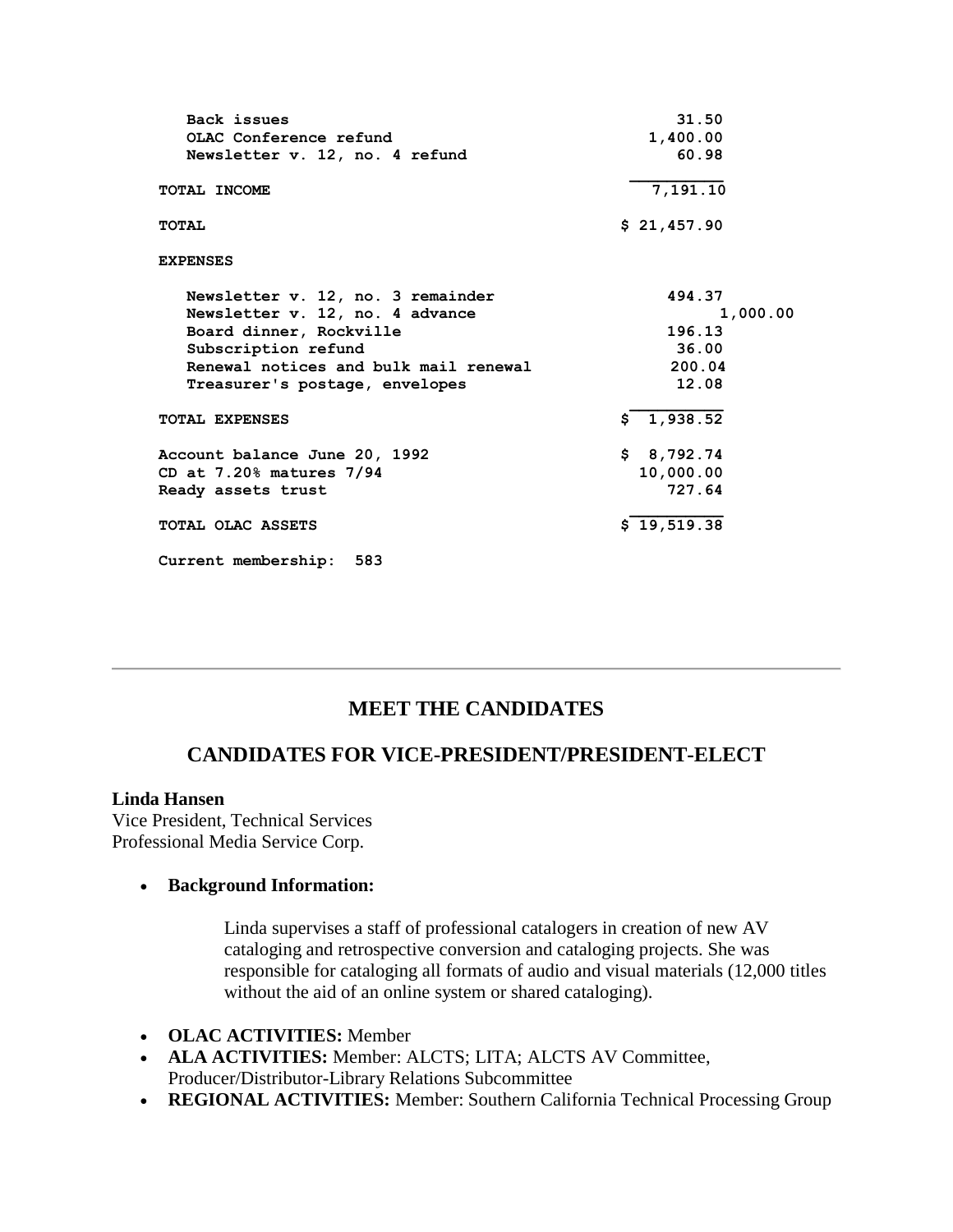| | |
|---|---|
| Back issues | 31.50 |
| OLAC Conference refund | 1,400.00 |
| Newsletter v. 12, no. 4 refund | 60.98 |
| **TOTAL INCOME** | 7,191.10 |
| **TOTAL** | $ 21,457.90 |
| **EXPENSES** | |
| Newsletter v. 12, no. 3 remainder | 494.37 |
| Newsletter v. 12, no. 4 advance | 1,000.00 |
| Board dinner, Rockville | 196.13 |
| Subscription refund | 36.00 |
| Renewal notices and bulk mail renewal | 200.04 |
| Treasurer's postage, envelopes | 12.08 |
| **TOTAL EXPENSES** | $ 1,938.52 |
| Account balance June 20, 1992 | $ 8,792.74 |
| CD at 7.20% matures 7/94 | 10,000.00 |
| Ready assets trust | 727.64 |
| **TOTAL OLAC ASSETS** | $ 19,519.38 |

**Current membership: 583**

---

## MEET THE CANDIDATES

## CANDIDATES FOR VICE-PRESIDENT/PRESIDENT-ELECT

**Linda Hansen**
Vice President, Technical Services
Professional Media Service Corp.

- **Background Information:**

  Linda supervises a staff of professional catalogers in creation of new AV cataloging and retrospective conversion and cataloging projects. She was responsible for cataloging all formats of audio and visual materials (12,000 titles without the aid of an online system or shared cataloging).

- **OLAC ACTIVITIES:** Member
- **ALA ACTIVITIES:** Member: ALCTS; LITA; ALCTS AV Committee, Producer/Distributor-Library Relations Subcommittee
- **REGIONAL ACTIVITIES:** Member: Southern California Technical Processing Group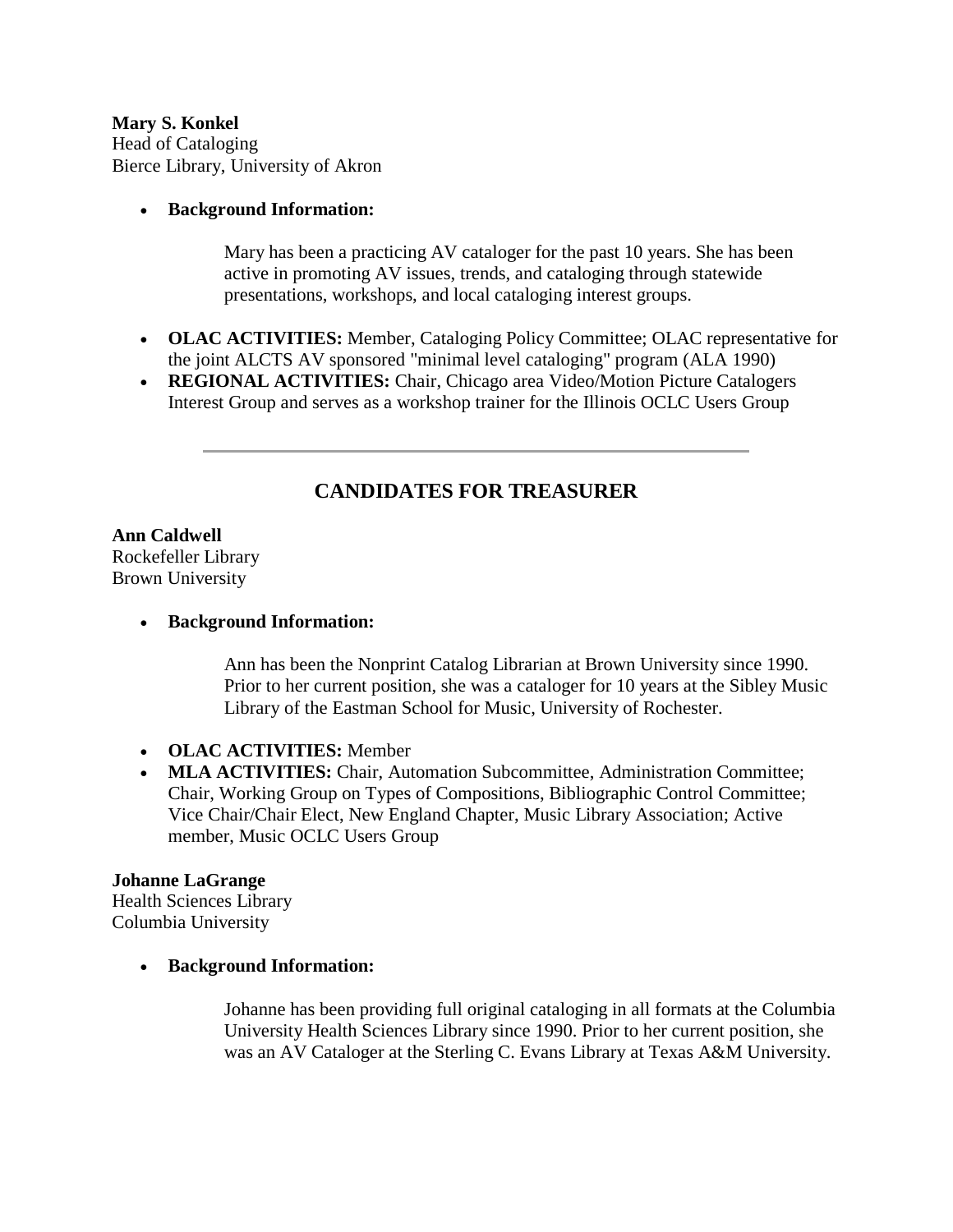**Mary S. Konkel**
Head of Cataloging
Bierce Library, University of Akron

- **Background Information:**

  Mary has been a practicing AV cataloger for the past 10 years. She has been active in promoting AV issues, trends, and cataloging through statewide presentations, workshops, and local cataloging interest groups.

- **OLAC ACTIVITIES:** Member, Cataloging Policy Committee; OLAC representative for the joint ALCTS AV sponsored "minimal level cataloging" program (ALA 1990)
- **REGIONAL ACTIVITIES:** Chair, Chicago area Video/Motion Picture Catalogers Interest Group and serves as a workshop trainer for the Illinois OCLC Users Group

---

## CANDIDATES FOR TREASURER

**Ann Caldwell**
Rockefeller Library
Brown University

- **Background Information:**

  Ann has been the Nonprint Catalog Librarian at Brown University since 1990. Prior to her current position, she was a cataloger for 10 years at the Sibley Music Library of the Eastman School for Music, University of Rochester.

- **OLAC ACTIVITIES:** Member
- **MLA ACTIVITIES:** Chair, Automation Subcommittee, Administration Committee; Chair, Working Group on Types of Compositions, Bibliographic Control Committee; Vice Chair/Chair Elect, New England Chapter, Music Library Association; Active member, Music OCLC Users Group

**Johanne LaGrange**
Health Sciences Library
Columbia University

- **Background Information:**

  Johanne has been providing full original cataloging in all formats at the Columbia University Health Sciences Library since 1990. Prior to her current position, she was an AV Cataloger at the Sterling C. Evans Library at Texas A&M University.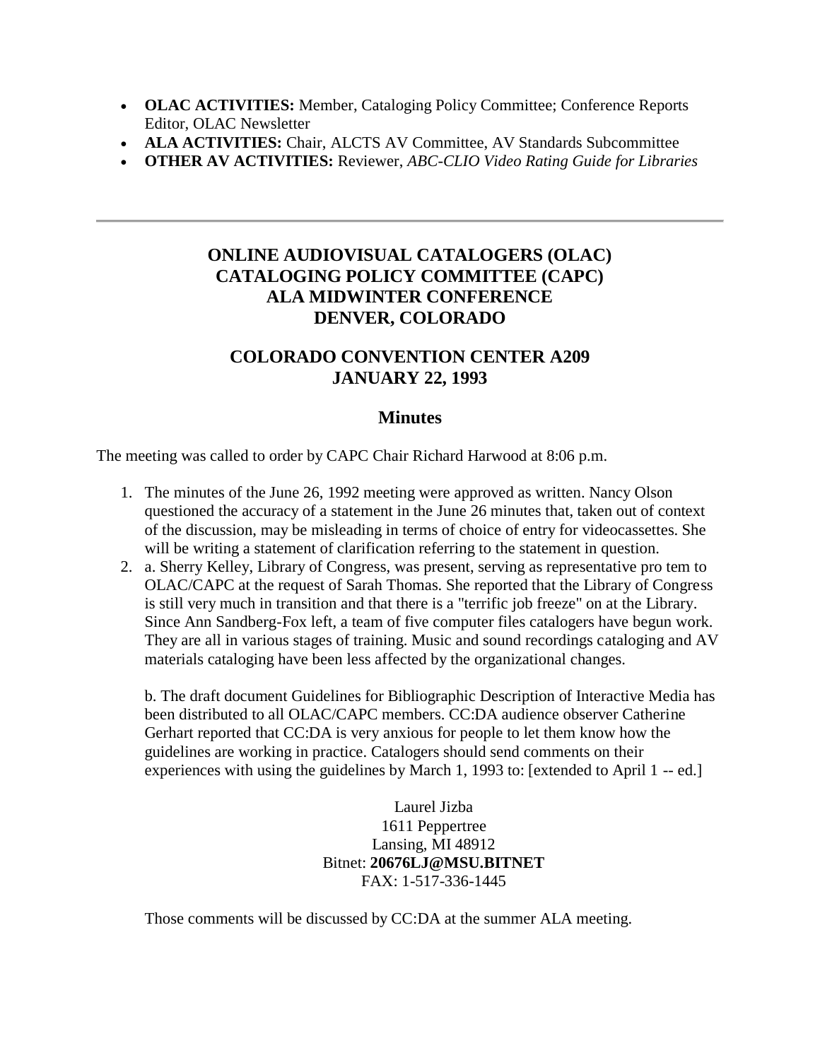- **OLAC ACTIVITIES:** Member, Cataloging Policy Committee; Conference Reports Editor, OLAC Newsletter
- **ALA ACTIVITIES:** Chair, ALCTS AV Committee, AV Standards Subcommittee
- **OTHER AV ACTIVITIES:** Reviewer, *ABC-CLIO Video Rating Guide for Libraries*

---

## ONLINE AUDIOVISUAL CATALOGERS (OLAC) CATALOGING POLICY COMMITTEE (CAPC) ALA MIDWINTER CONFERENCE DENVER, COLORADO

## COLORADO CONVENTION CENTER A209 JANUARY 22, 1993

### Minutes

The meeting was called to order by CAPC Chair Richard Harwood at 8:06 p.m.

1. The minutes of the June 26, 1992 meeting were approved as written. Nancy Olson questioned the accuracy of a statement in the June 26 minutes that, taken out of context of the discussion, may be misleading in terms of choice of entry for videocassettes. She will be writing a statement of clarification referring to the statement in question.
2. a. Sherry Kelley, Library of Congress, was present, serving as representative pro tem to OLAC/CAPC at the request of Sarah Thomas. She reported that the Library of Congress is still very much in transition and that there is a "terrific job freeze" on at the Library. Since Ann Sandberg-Fox left, a team of five computer files catalogers have begun work. They are all in various stages of training. Music and sound recordings cataloging and AV materials cataloging have been less affected by the organizational changes.

   b. The draft document Guidelines for Bibliographic Description of Interactive Media has been distributed to all OLAC/CAPC members. CC:DA audience observer Catherine Gerhart reported that CC:DA is very anxious for people to let them know how the guidelines are working in practice. Catalogers should send comments on their experiences with using the guidelines by March 1, 1993 to: [extended to April 1 -- ed.]

   Laurel Jizba
   1611 Peppertree
   Lansing, MI 48912
   Bitnet: **20676LJ@MSU.BITNET**
   FAX: 1-517-336-1445

   Those comments will be discussed by CC:DA at the summer ALA meeting.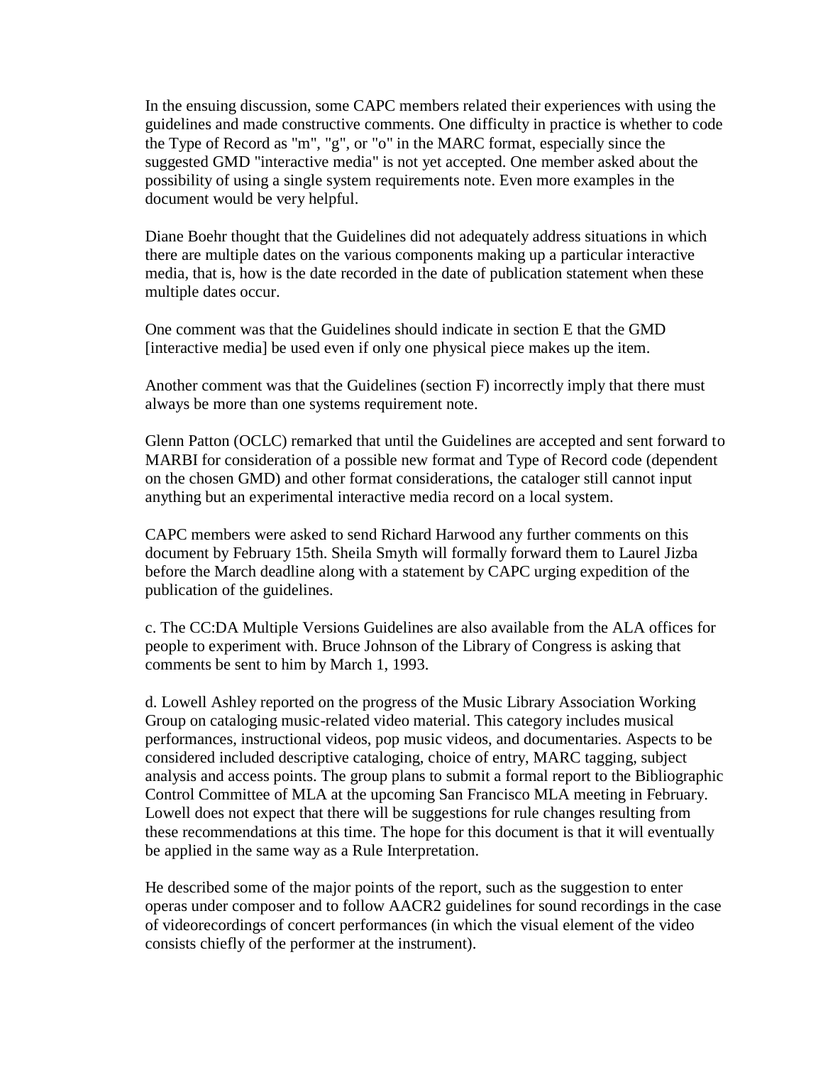In the ensuing discussion, some CAPC members related their experiences with using the guidelines and made constructive comments. One difficulty in practice is whether to code the Type of Record as "m", "g", or "o" in the MARC format, especially since the suggested GMD "interactive media" is not yet accepted. One member asked about the possibility of using a single system requirements note. Even more examples in the document would be very helpful.

Diane Boehr thought that the Guidelines did not adequately address situations in which there are multiple dates on the various components making up a particular interactive media, that is, how is the date recorded in the date of publication statement when these multiple dates occur.

One comment was that the Guidelines should indicate in section E that the GMD [interactive media] be used even if only one physical piece makes up the item.

Another comment was that the Guidelines (section F) incorrectly imply that there must always be more than one systems requirement note.

Glenn Patton (OCLC) remarked that until the Guidelines are accepted and sent forward to MARBI for consideration of a possible new format and Type of Record code (dependent on the chosen GMD) and other format considerations, the cataloger still cannot input anything but an experimental interactive media record on a local system.

CAPC members were asked to send Richard Harwood any further comments on this document by February 15th. Sheila Smyth will formally forward them to Laurel Jizba before the March deadline along with a statement by CAPC urging expedition of the publication of the guidelines.

c. The CC:DA Multiple Versions Guidelines are also available from the ALA offices for people to experiment with. Bruce Johnson of the Library of Congress is asking that comments be sent to him by March 1, 1993.

d. Lowell Ashley reported on the progress of the Music Library Association Working Group on cataloging music-related video material. This category includes musical performances, instructional videos, pop music videos, and documentaries. Aspects to be considered included descriptive cataloging, choice of entry, MARC tagging, subject analysis and access points. The group plans to submit a formal report to the Bibliographic Control Committee of MLA at the upcoming San Francisco MLA meeting in February. Lowell does not expect that there will be suggestions for rule changes resulting from these recommendations at this time. The hope for this document is that it will eventually be applied in the same way as a Rule Interpretation.

He described some of the major points of the report, such as the suggestion to enter operas under composer and to follow AACR2 guidelines for sound recordings in the case of videorecordings of concert performances (in which the visual element of the video consists chiefly of the performer at the instrument).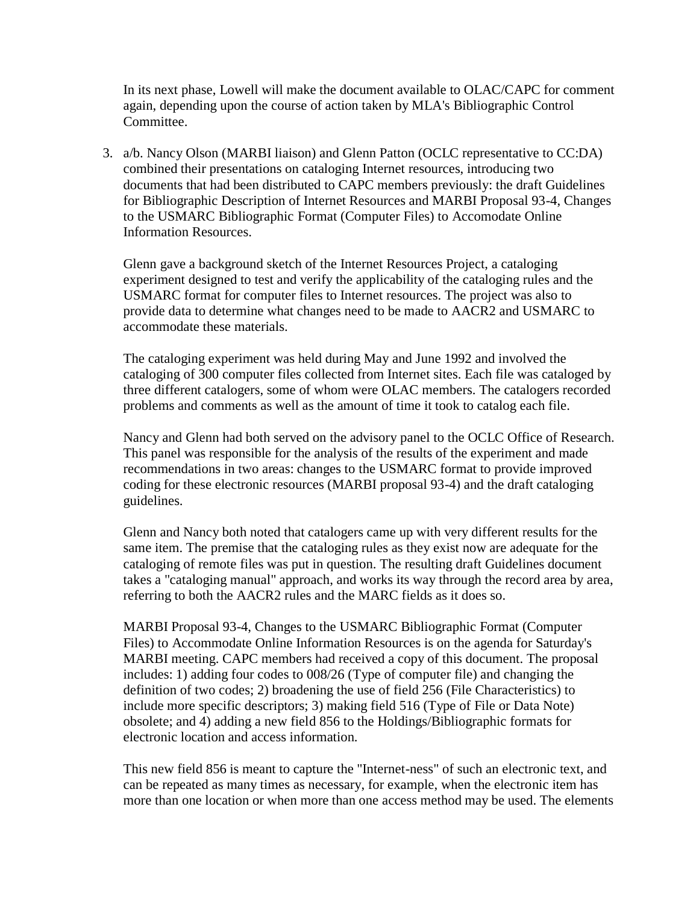In its next phase, Lowell will make the document available to OLAC/CAPC for comment again, depending upon the course of action taken by MLA's Bibliographic Control Committee.

3. a/b. Nancy Olson (MARBI liaison) and Glenn Patton (OCLC representative to CC:DA) combined their presentations on cataloging Internet resources, introducing two documents that had been distributed to CAPC members previously: the draft Guidelines for Bibliographic Description of Internet Resources and MARBI Proposal 93-4, Changes to the USMARC Bibliographic Format (Computer Files) to Accomodate Online Information Resources.

   Glenn gave a background sketch of the Internet Resources Project, a cataloging experiment designed to test and verify the applicability of the cataloging rules and the USMARC format for computer files to Internet resources. The project was also to provide data to determine what changes need to be made to AACR2 and USMARC to accommodate these materials.

   The cataloging experiment was held during May and June 1992 and involved the cataloging of 300 computer files collected from Internet sites. Each file was cataloged by three different catalogers, some of whom were OLAC members. The catalogers recorded problems and comments as well as the amount of time it took to catalog each file.

   Nancy and Glenn had both served on the advisory panel to the OCLC Office of Research. This panel was responsible for the analysis of the results of the experiment and made recommendations in two areas: changes to the USMARC format to provide improved coding for these electronic resources (MARBI proposal 93-4) and the draft cataloging guidelines.

   Glenn and Nancy both noted that catalogers came up with very different results for the same item. The premise that the cataloging rules as they exist now are adequate for the cataloging of remote files was put in question. The resulting draft Guidelines document takes a "cataloging manual" approach, and works its way through the record area by area, referring to both the AACR2 rules and the MARC fields as it does so.

   MARBI Proposal 93-4, Changes to the USMARC Bibliographic Format (Computer Files) to Accommodate Online Information Resources is on the agenda for Saturday's MARBI meeting. CAPC members had received a copy of this document. The proposal includes: 1) adding four codes to 008/26 (Type of computer file) and changing the definition of two codes; 2) broadening the use of field 256 (File Characteristics) to include more specific descriptors; 3) making field 516 (Type of File or Data Note) obsolete; and 4) adding a new field 856 to the Holdings/Bibliographic formats for electronic location and access information.

   This new field 856 is meant to capture the "Internet-ness" of such an electronic text, and can be repeated as many times as necessary, for example, when the electronic item has more than one location or when more than one access method may be used. The elements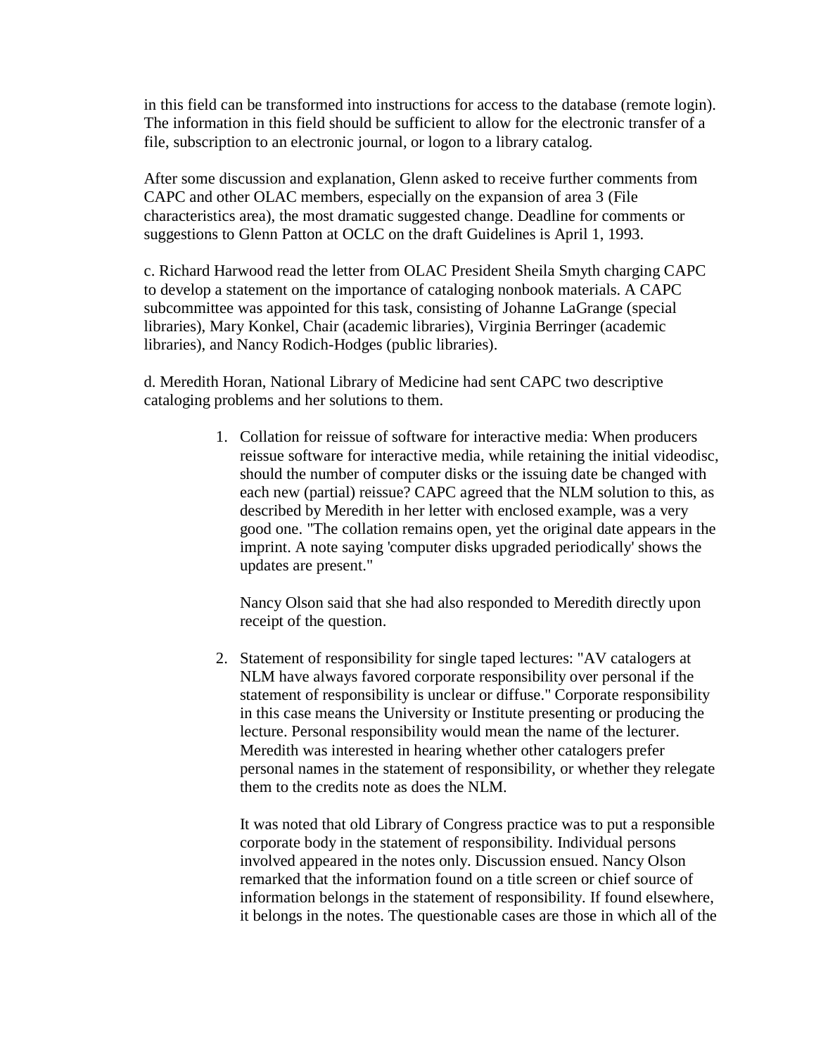in this field can be transformed into instructions for access to the database (remote login). The information in this field should be sufficient to allow for the electronic transfer of a file, subscription to an electronic journal, or logon to a library catalog.

After some discussion and explanation, Glenn asked to receive further comments from CAPC and other OLAC members, especially on the expansion of area 3 (File characteristics area), the most dramatic suggested change. Deadline for comments or suggestions to Glenn Patton at OCLC on the draft Guidelines is April 1, 1993.

c. Richard Harwood read the letter from OLAC President Sheila Smyth charging CAPC to develop a statement on the importance of cataloging nonbook materials. A CAPC subcommittee was appointed for this task, consisting of Johanne LaGrange (special libraries), Mary Konkel, Chair (academic libraries), Virginia Berringer (academic libraries), and Nancy Rodich-Hodges (public libraries).

d. Meredith Horan, National Library of Medicine had sent CAPC two descriptive cataloging problems and her solutions to them.

1. Collation for reissue of software for interactive media: When producers reissue software for interactive media, while retaining the initial videodisc, should the number of computer disks or the issuing date be changed with each new (partial) reissue? CAPC agreed that the NLM solution to this, as described by Meredith in her letter with enclosed example, was a very good one. "The collation remains open, yet the original date appears in the imprint. A note saying 'computer disks upgraded periodically' shows the updates are present."

   Nancy Olson said that she had also responded to Meredith directly upon receipt of the question.

2. Statement of responsibility for single taped lectures: "AV catalogers at NLM have always favored corporate responsibility over personal if the statement of responsibility is unclear or diffuse." Corporate responsibility in this case means the University or Institute presenting or producing the lecture. Personal responsibility would mean the name of the lecturer. Meredith was interested in hearing whether other catalogers prefer personal names in the statement of responsibility, or whether they relegate them to the credits note as does the NLM.

   It was noted that old Library of Congress practice was to put a responsible corporate body in the statement of responsibility. Individual persons involved appeared in the notes only. Discussion ensued. Nancy Olson remarked that the information found on a title screen or chief source of information belongs in the statement of responsibility. If found elsewhere, it belongs in the notes. The questionable cases are those in which all of the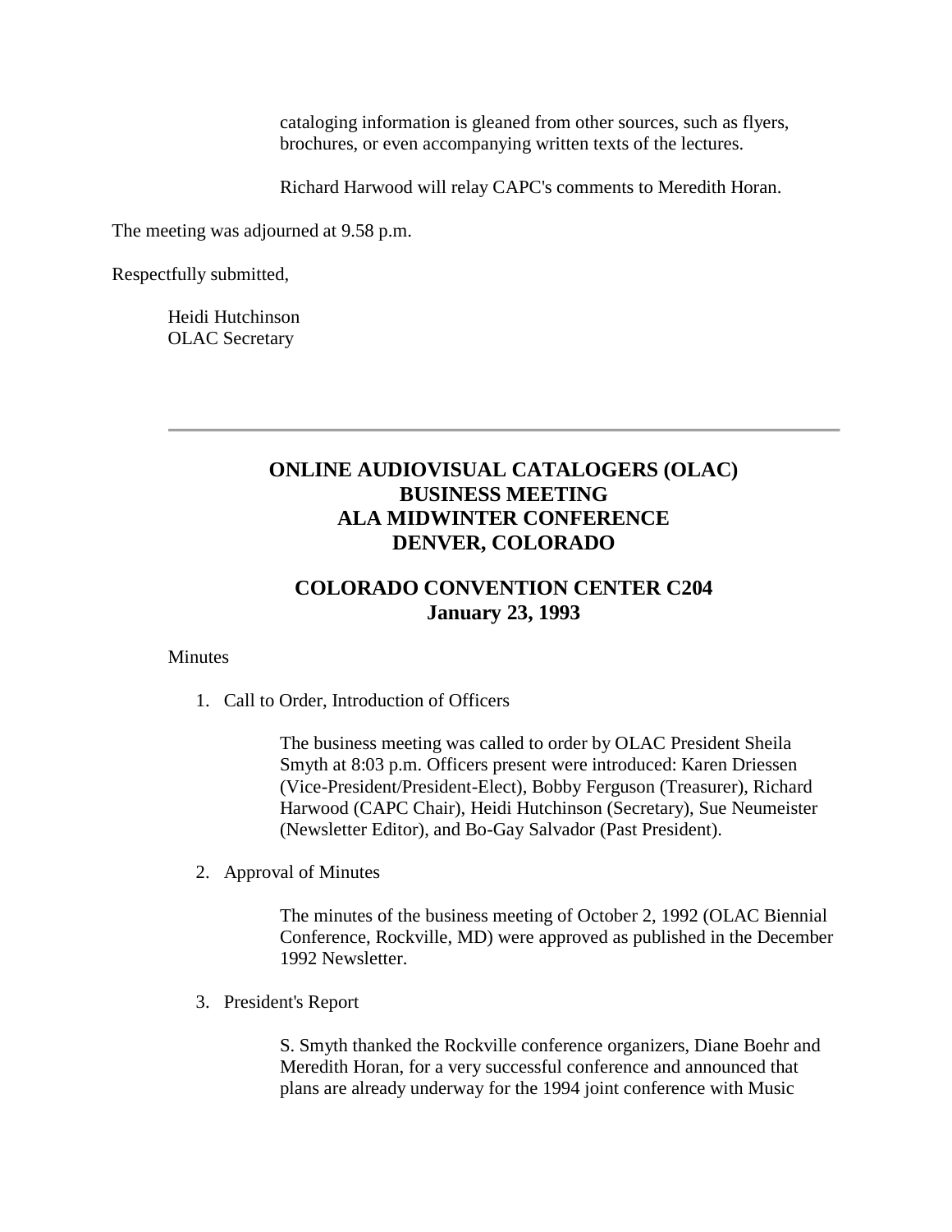cataloging information is gleaned from other sources, such as flyers, brochures, or even accompanying written texts of the lectures.

Richard Harwood will relay CAPC's comments to Meredith Horan.

The meeting was adjourned at 9.58 p.m.

Respectfully submitted,

Heidi Hutchinson
OLAC Secretary

---

## ONLINE AUDIOVISUAL CATALOGERS (OLAC) BUSINESS MEETING ALA MIDWINTER CONFERENCE DENVER, COLORADO

### COLORADO CONVENTION CENTER C204 January 23, 1993

Minutes

1. Call to Order, Introduction of Officers

   The business meeting was called to order by OLAC President Sheila Smyth at 8:03 p.m. Officers present were introduced: Karen Driessen (Vice-President/President-Elect), Bobby Ferguson (Treasurer), Richard Harwood (CAPC Chair), Heidi Hutchinson (Secretary), Sue Neumeister (Newsletter Editor), and Bo-Gay Salvador (Past President).

2. Approval of Minutes

   The minutes of the business meeting of October 2, 1992 (OLAC Biennial Conference, Rockville, MD) were approved as published in the December 1992 Newsletter.

3. President's Report

   S. Smyth thanked the Rockville conference organizers, Diane Boehr and Meredith Horan, for a very successful conference and announced that plans are already underway for the 1994 joint conference with Music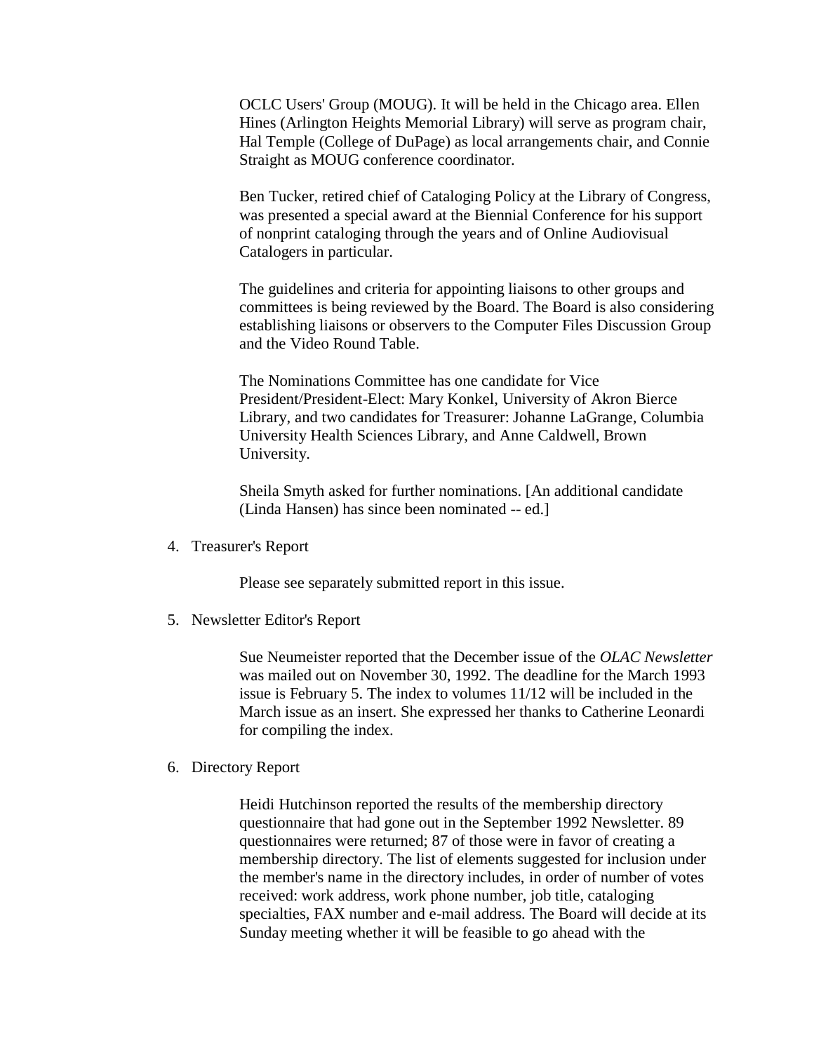OCLC Users' Group (MOUG). It will be held in the Chicago area. Ellen Hines (Arlington Heights Memorial Library) will serve as program chair, Hal Temple (College of DuPage) as local arrangements chair, and Connie Straight as MOUG conference coordinator.

Ben Tucker, retired chief of Cataloging Policy at the Library of Congress, was presented a special award at the Biennial Conference for his support of nonprint cataloging through the years and of Online Audiovisual Catalogers in particular.

The guidelines and criteria for appointing liaisons to other groups and committees is being reviewed by the Board. The Board is also considering establishing liaisons or observers to the Computer Files Discussion Group and the Video Round Table.

The Nominations Committee has one candidate for Vice President/President-Elect: Mary Konkel, University of Akron Bierce Library, and two candidates for Treasurer: Johanne LaGrange, Columbia University Health Sciences Library, and Anne Caldwell, Brown University.

Sheila Smyth asked for further nominations. [An additional candidate (Linda Hansen) has since been nominated -- ed.]

4. Treasurer's Report

   Please see separately submitted report in this issue.

5. Newsletter Editor's Report

   Sue Neumeister reported that the December issue of the *OLAC Newsletter* was mailed out on November 30, 1992. The deadline for the March 1993 issue is February 5. The index to volumes 11/12 will be included in the March issue as an insert. She expressed her thanks to Catherine Leonardi for compiling the index.

6. Directory Report

   Heidi Hutchinson reported the results of the membership directory questionnaire that had gone out in the September 1992 Newsletter. 89 questionnaires were returned; 87 of those were in favor of creating a membership directory. The list of elements suggested for inclusion under the member's name in the directory includes, in order of number of votes received: work address, work phone number, job title, cataloging specialties, FAX number and e-mail address. The Board will decide at its Sunday meeting whether it will be feasible to go ahead with the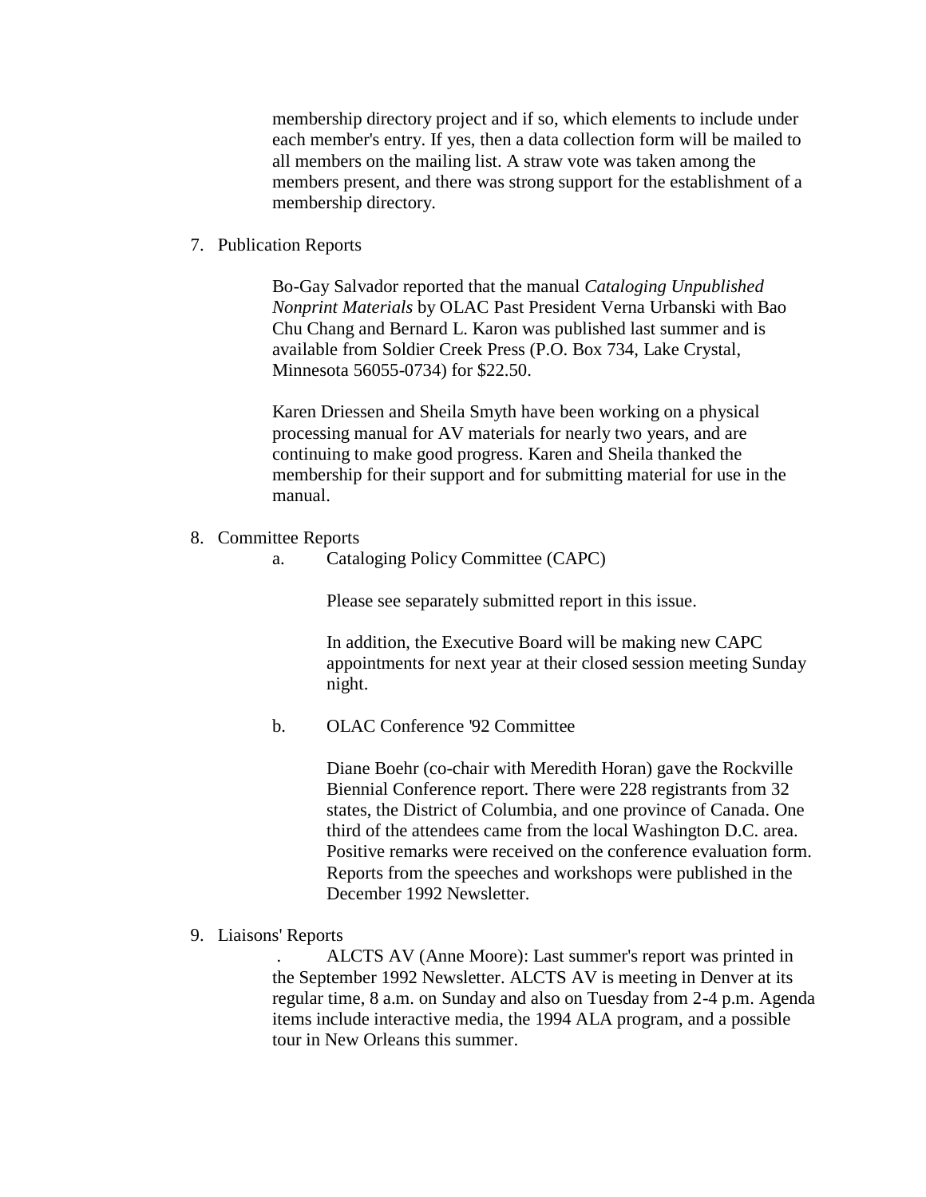membership directory project and if so, which elements to include under each member's entry. If yes, then a data collection form will be mailed to all members on the mailing list. A straw vote was taken among the members present, and there was strong support for the establishment of a membership directory.

7. Publication Reports

   Bo-Gay Salvador reported that the manual *Cataloging Unpublished Nonprint Materials* by OLAC Past President Verna Urbanski with Bao Chu Chang and Bernard L. Karon was published last summer and is available from Soldier Creek Press (P.O. Box 734, Lake Crystal, Minnesota 56055-0734) for $22.50.

   Karen Driessen and Sheila Smyth have been working on a physical processing manual for AV materials for nearly two years, and are continuing to make good progress. Karen and Sheila thanked the membership for their support and for submitting material for use in the manual.

8. Committee Reports

   a. Cataloging Policy Committee (CAPC)

      Please see separately submitted report in this issue.

      In addition, the Executive Board will be making new CAPC appointments for next year at their closed session meeting Sunday night.

   b. OLAC Conference '92 Committee

      Diane Boehr (co-chair with Meredith Horan) gave the Rockville Biennial Conference report. There were 228 registrants from 32 states, the District of Columbia, and one province of Canada. One third of the attendees came from the local Washington D.C. area. Positive remarks were received on the conference evaluation form. Reports from the speeches and workshops were published in the December 1992 Newsletter.

9. Liaisons' Reports

   . ALCTS AV (Anne Moore): Last summer's report was printed in the September 1992 Newsletter. ALCTS AV is meeting in Denver at its regular time, 8 a.m. on Sunday and also on Tuesday from 2-4 p.m. Agenda items include interactive media, the 1994 ALA program, and a possible tour in New Orleans this summer.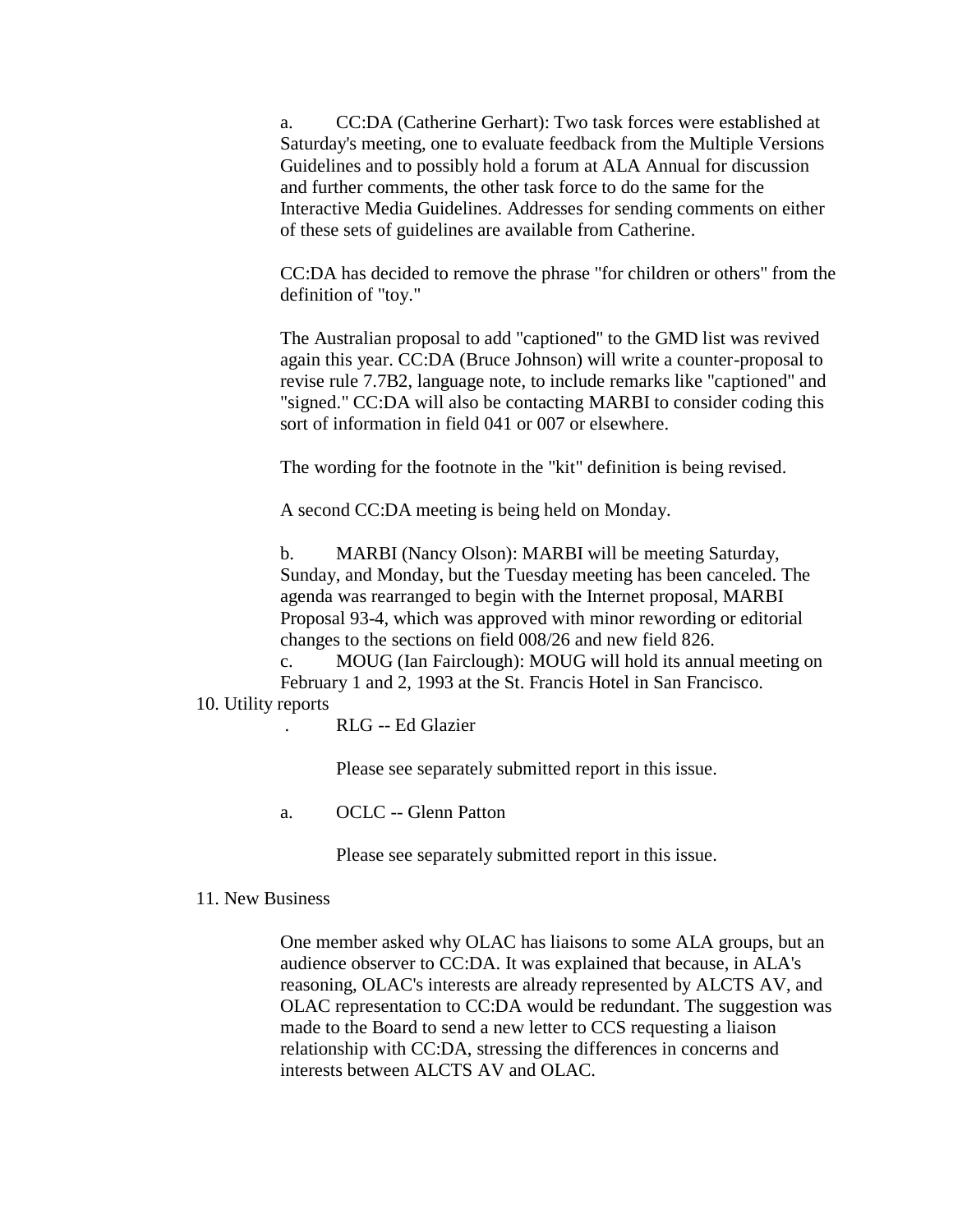a. CC:DA (Catherine Gerhart): Two task forces were established at Saturday's meeting, one to evaluate feedback from the Multiple Versions Guidelines and to possibly hold a forum at ALA Annual for discussion and further comments, the other task force to do the same for the Interactive Media Guidelines. Addresses for sending comments on either of these sets of guidelines are available from Catherine.

CC:DA has decided to remove the phrase "for children or others" from the definition of "toy."

The Australian proposal to add "captioned" to the GMD list was revived again this year. CC:DA (Bruce Johnson) will write a counter-proposal to revise rule 7.7B2, language note, to include remarks like "captioned" and "signed." CC:DA will also be contacting MARBI to consider coding this sort of information in field 041 or 007 or elsewhere.

The wording for the footnote in the "kit" definition is being revised.

A second CC:DA meeting is being held on Monday.

b. MARBI (Nancy Olson): MARBI will be meeting Saturday, Sunday, and Monday, but the Tuesday meeting has been canceled. The agenda was rearranged to begin with the Internet proposal, MARBI Proposal 93-4, which was approved with minor rewording or editorial changes to the sections on field 008/26 and new field 826.

c. MOUG (Ian Fairclough): MOUG will hold its annual meeting on February 1 and 2, 1993 at the St. Francis Hotel in San Francisco.

10. Utility reports

. RLG -- Ed Glazier

Please see separately submitted report in this issue.

a. OCLC -- Glenn Patton

Please see separately submitted report in this issue.

11. New Business

One member asked why OLAC has liaisons to some ALA groups, but an audience observer to CC:DA. It was explained that because, in ALA's reasoning, OLAC's interests are already represented by ALCTS AV, and OLAC representation to CC:DA would be redundant. The suggestion was made to the Board to send a new letter to CCS requesting a liaison relationship with CC:DA, stressing the differences in concerns and interests between ALCTS AV and OLAC.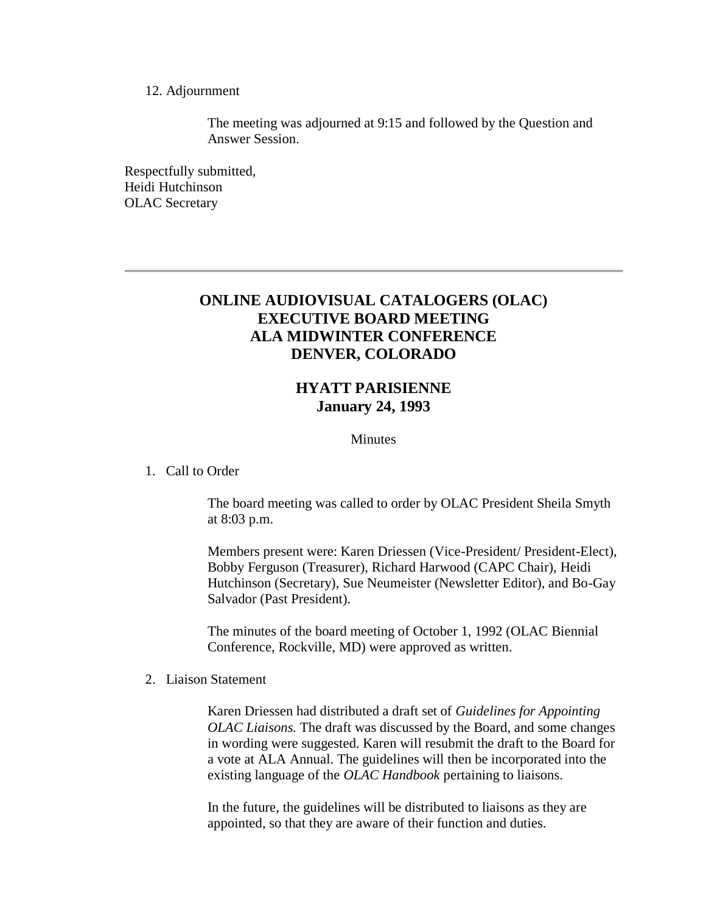12. Adjournment

    The meeting was adjourned at 9:15 and followed by the Question and Answer Session.

Respectfully submitted,
Heidi Hutchinson
OLAC Secretary

---

# ONLINE AUDIOVISUAL CATALOGERS (OLAC) EXECUTIVE BOARD MEETING ALA MIDWINTER CONFERENCE DENVER, COLORADO

## HYATT PARISIENNE January 24, 1993

Minutes

1. Call to Order

   The board meeting was called to order by OLAC President Sheila Smyth at 8:03 p.m.

   Members present were: Karen Driessen (Vice-President/ President-Elect), Bobby Ferguson (Treasurer), Richard Harwood (CAPC Chair), Heidi Hutchinson (Secretary), Sue Neumeister (Newsletter Editor), and Bo-Gay Salvador (Past President).

   The minutes of the board meeting of October 1, 1992 (OLAC Biennial Conference, Rockville, MD) were approved as written.

2. Liaison Statement

   Karen Driessen had distributed a draft set of *Guidelines for Appointing OLAC Liaisons.* The draft was discussed by the Board, and some changes in wording were suggested. Karen will resubmit the draft to the Board for a vote at ALA Annual. The guidelines will then be incorporated into the existing language of the *OLAC Handbook* pertaining to liaisons.

   In the future, the guidelines will be distributed to liaisons as they are appointed, so that they are aware of their function and duties.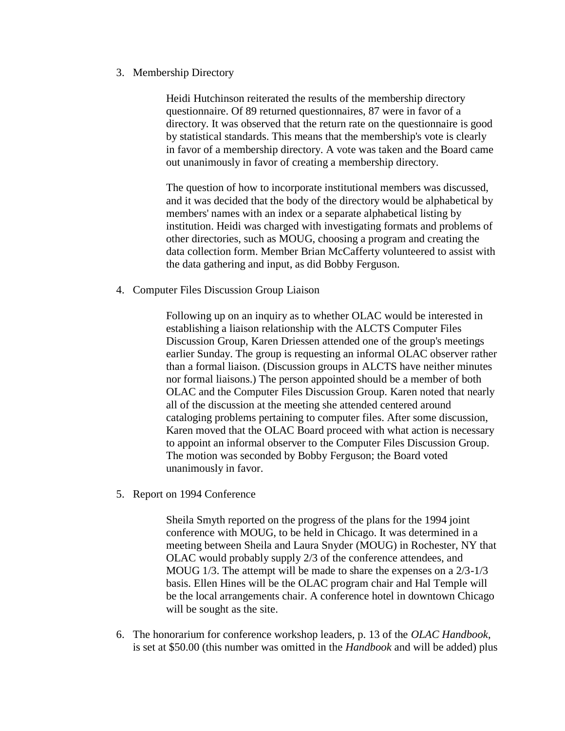3. Membership Directory

    Heidi Hutchinson reiterated the results of the membership directory questionnaire. Of 89 returned questionnaires, 87 were in favor of a directory. It was observed that the return rate on the questionnaire is good by statistical standards. This means that the membership's vote is clearly in favor of a membership directory. A vote was taken and the Board came out unanimously in favor of creating a membership directory.

    The question of how to incorporate institutional members was discussed, and it was decided that the body of the directory would be alphabetical by members' names with an index or a separate alphabetical listing by institution. Heidi was charged with investigating formats and problems of other directories, such as MOUG, choosing a program and creating the data collection form. Member Brian McCafferty volunteered to assist with the data gathering and input, as did Bobby Ferguson.

4. Computer Files Discussion Group Liaison

    Following up on an inquiry as to whether OLAC would be interested in establishing a liaison relationship with the ALCTS Computer Files Discussion Group, Karen Driessen attended one of the group's meetings earlier Sunday. The group is requesting an informal OLAC observer rather than a formal liaison. (Discussion groups in ALCTS have neither minutes nor formal liaisons.) The person appointed should be a member of both OLAC and the Computer Files Discussion Group. Karen noted that nearly all of the discussion at the meeting she attended centered around cataloging problems pertaining to computer files. After some discussion, Karen moved that the OLAC Board proceed with what action is necessary to appoint an informal observer to the Computer Files Discussion Group. The motion was seconded by Bobby Ferguson; the Board voted unanimously in favor.

5. Report on 1994 Conference

    Sheila Smyth reported on the progress of the plans for the 1994 joint conference with MOUG, to be held in Chicago. It was determined in a meeting between Sheila and Laura Snyder (MOUG) in Rochester, NY that OLAC would probably supply 2/3 of the conference attendees, and MOUG 1/3. The attempt will be made to share the expenses on a 2/3-1/3 basis. Ellen Hines will be the OLAC program chair and Hal Temple will be the local arrangements chair. A conference hotel in downtown Chicago will be sought as the site.

6. The honorarium for conference workshop leaders, p. 13 of the *OLAC Handbook*, is set at $50.00 (this number was omitted in the *Handbook* and will be added) plus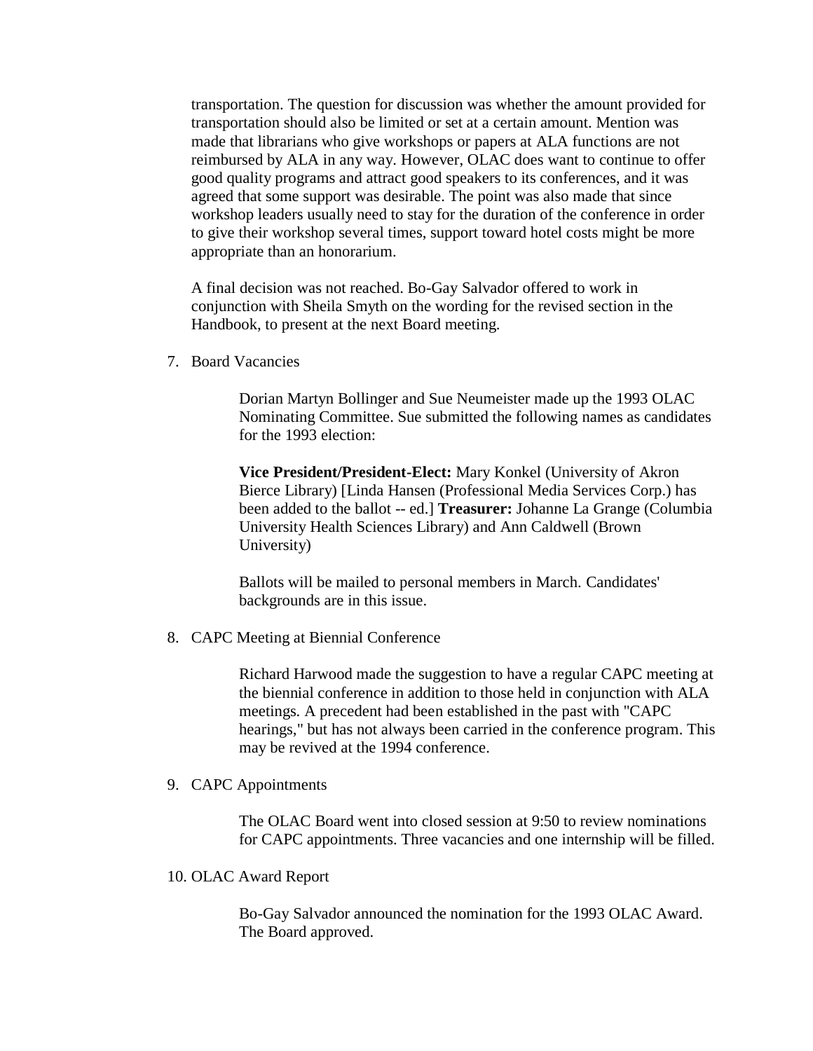transportation. The question for discussion was whether the amount provided for transportation should also be limited or set at a certain amount. Mention was made that librarians who give workshops or papers at ALA functions are not reimbursed by ALA in any way. However, OLAC does want to continue to offer good quality programs and attract good speakers to its conferences, and it was agreed that some support was desirable. The point was also made that since workshop leaders usually need to stay for the duration of the conference in order to give their workshop several times, support toward hotel costs might be more appropriate than an honorarium.

A final decision was not reached. Bo-Gay Salvador offered to work in conjunction with Sheila Smyth on the wording for the revised section in the Handbook, to present at the next Board meeting.

7. Board Vacancies

   Dorian Martyn Bollinger and Sue Neumeister made up the 1993 OLAC Nominating Committee. Sue submitted the following names as candidates for the 1993 election:

   **Vice President/President-Elect:** Mary Konkel (University of Akron Bierce Library) [Linda Hansen (Professional Media Services Corp.) has been added to the ballot -- ed.] **Treasurer:** Johanne La Grange (Columbia University Health Sciences Library) and Ann Caldwell (Brown University)

   Ballots will be mailed to personal members in March. Candidates' backgrounds are in this issue.

8. CAPC Meeting at Biennial Conference

   Richard Harwood made the suggestion to have a regular CAPC meeting at the biennial conference in addition to those held in conjunction with ALA meetings. A precedent had been established in the past with "CAPC hearings," but has not always been carried in the conference program. This may be revived at the 1994 conference.

9. CAPC Appointments

   The OLAC Board went into closed session at 9:50 to review nominations for CAPC appointments. Three vacancies and one internship will be filled.

10. OLAC Award Report

   Bo-Gay Salvador announced the nomination for the 1993 OLAC Award. The Board approved.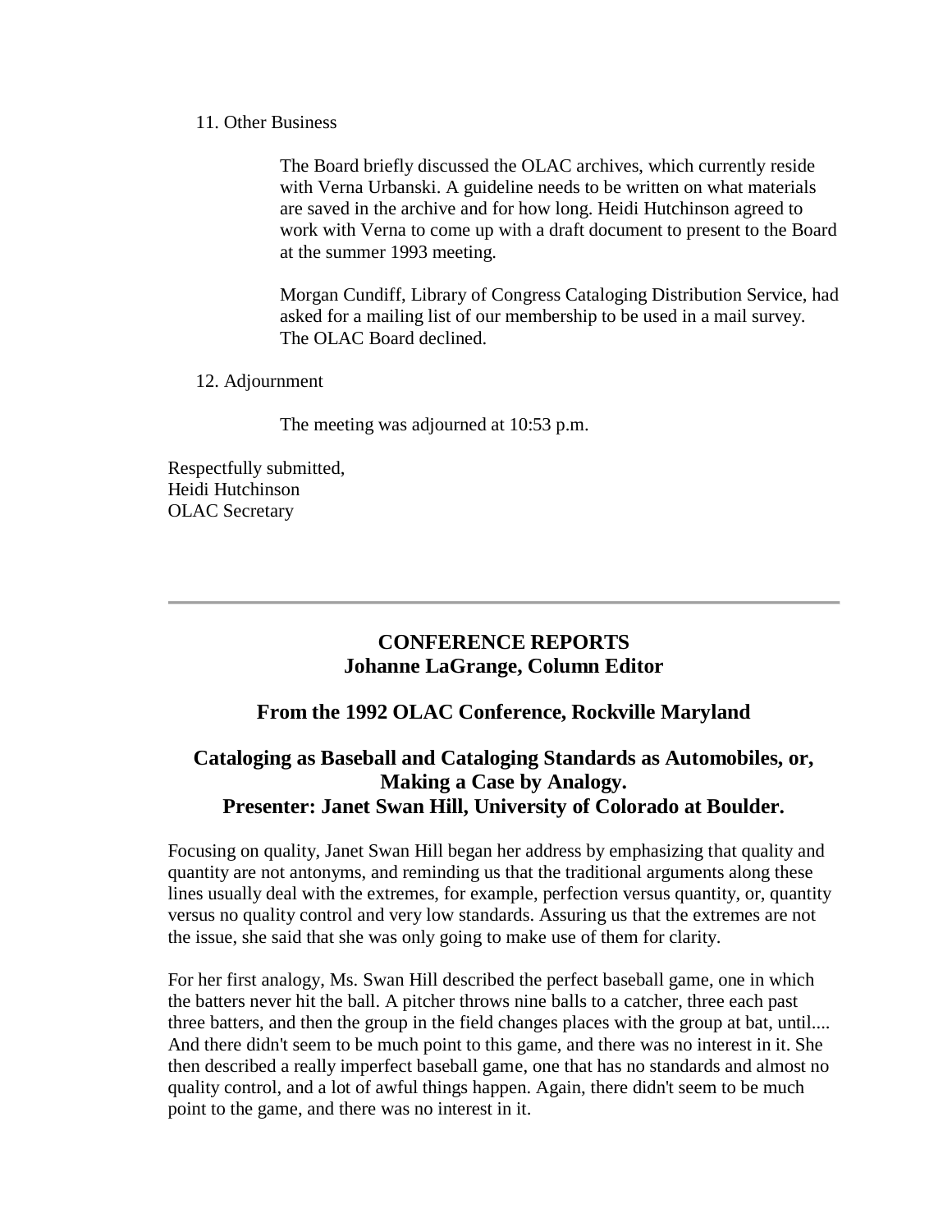11. Other Business

    The Board briefly discussed the OLAC archives, which currently reside with Verna Urbanski. A guideline needs to be written on what materials are saved in the archive and for how long. Heidi Hutchinson agreed to work with Verna to come up with a draft document to present to the Board at the summer 1993 meeting.

    Morgan Cundiff, Library of Congress Cataloging Distribution Service, had asked for a mailing list of our membership to be used in a mail survey. The OLAC Board declined.

12. Adjournment

    The meeting was adjourned at 10:53 p.m.

Respectfully submitted,
Heidi Hutchinson
OLAC Secretary

---

## CONFERENCE REPORTS
## Johanne LaGrange, Column Editor

### From the 1992 OLAC Conference, Rockville Maryland

### Cataloging as Baseball and Cataloging Standards as Automobiles, or, Making a Case by Analogy.
### Presenter: Janet Swan Hill, University of Colorado at Boulder.

Focusing on quality, Janet Swan Hill began her address by emphasizing that quality and quantity are not antonyms, and reminding us that the traditional arguments along these lines usually deal with the extremes, for example, perfection versus quantity, or, quantity versus no quality control and very low standards. Assuring us that the extremes are not the issue, she said that she was only going to make use of them for clarity.

For her first analogy, Ms. Swan Hill described the perfect baseball game, one in which the batters never hit the ball. A pitcher throws nine balls to a catcher, three each past three batters, and then the group in the field changes places with the group at bat, until.... And there didn't seem to be much point to this game, and there was no interest in it. She then described a really imperfect baseball game, one that has no standards and almost no quality control, and a lot of awful things happen. Again, there didn't seem to be much point to the game, and there was no interest in it.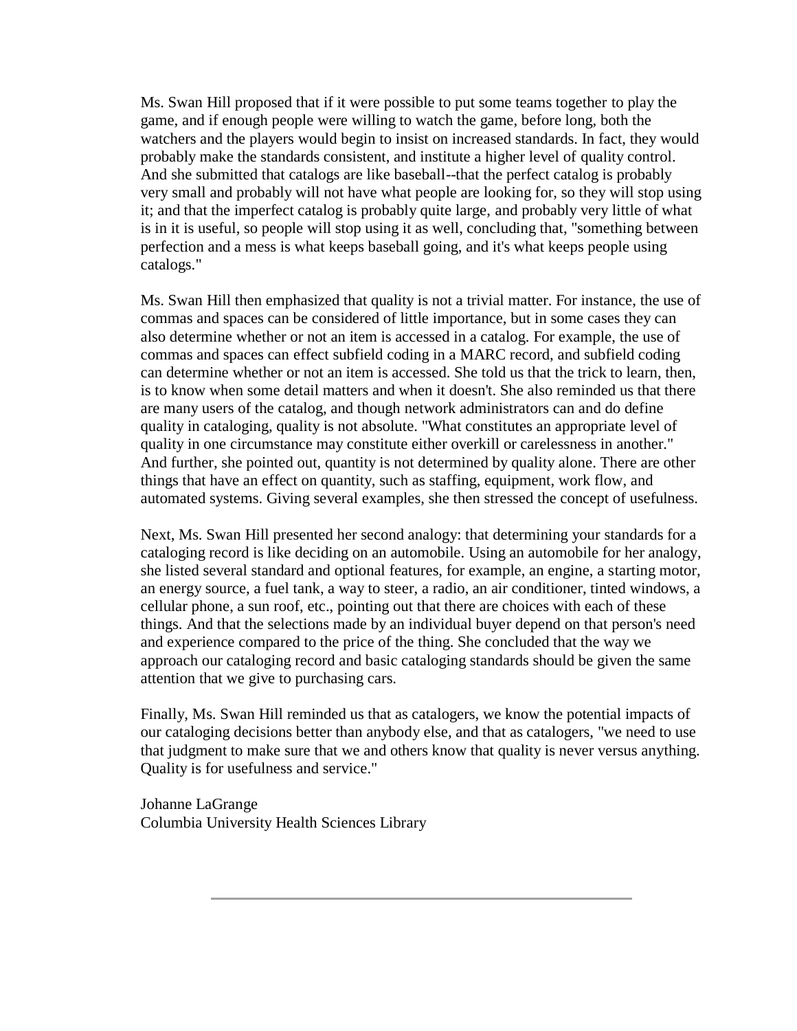Ms. Swan Hill proposed that if it were possible to put some teams together to play the game, and if enough people were willing to watch the game, before long, both the watchers and the players would begin to insist on increased standards. In fact, they would probably make the standards consistent, and institute a higher level of quality control. And she submitted that catalogs are like baseball--that the perfect catalog is probably very small and probably will not have what people are looking for, so they will stop using it; and that the imperfect catalog is probably quite large, and probably very little of what is in it is useful, so people will stop using it as well, concluding that, "something between perfection and a mess is what keeps baseball going, and it's what keeps people using catalogs."

Ms. Swan Hill then emphasized that quality is not a trivial matter. For instance, the use of commas and spaces can be considered of little importance, but in some cases they can also determine whether or not an item is accessed in a catalog. For example, the use of commas and spaces can effect subfield coding in a MARC record, and subfield coding can determine whether or not an item is accessed. She told us that the trick to learn, then, is to know when some detail matters and when it doesn't. She also reminded us that there are many users of the catalog, and though network administrators can and do define quality in cataloging, quality is not absolute. "What constitutes an appropriate level of quality in one circumstance may constitute either overkill or carelessness in another." And further, she pointed out, quantity is not determined by quality alone. There are other things that have an effect on quantity, such as staffing, equipment, work flow, and automated systems. Giving several examples, she then stressed the concept of usefulness.

Next, Ms. Swan Hill presented her second analogy: that determining your standards for a cataloging record is like deciding on an automobile. Using an automobile for her analogy, she listed several standard and optional features, for example, an engine, a starting motor, an energy source, a fuel tank, a way to steer, a radio, an air conditioner, tinted windows, a cellular phone, a sun roof, etc., pointing out that there are choices with each of these things. And that the selections made by an individual buyer depend on that person's need and experience compared to the price of the thing. She concluded that the way we approach our cataloging record and basic cataloging standards should be given the same attention that we give to purchasing cars.

Finally, Ms. Swan Hill reminded us that as catalogers, we know the potential impacts of our cataloging decisions better than anybody else, and that as catalogers, "we need to use that judgment to make sure that we and others know that quality is never versus anything. Quality is for usefulness and service."

Johanne LaGrange  
Columbia University Health Sciences Library

---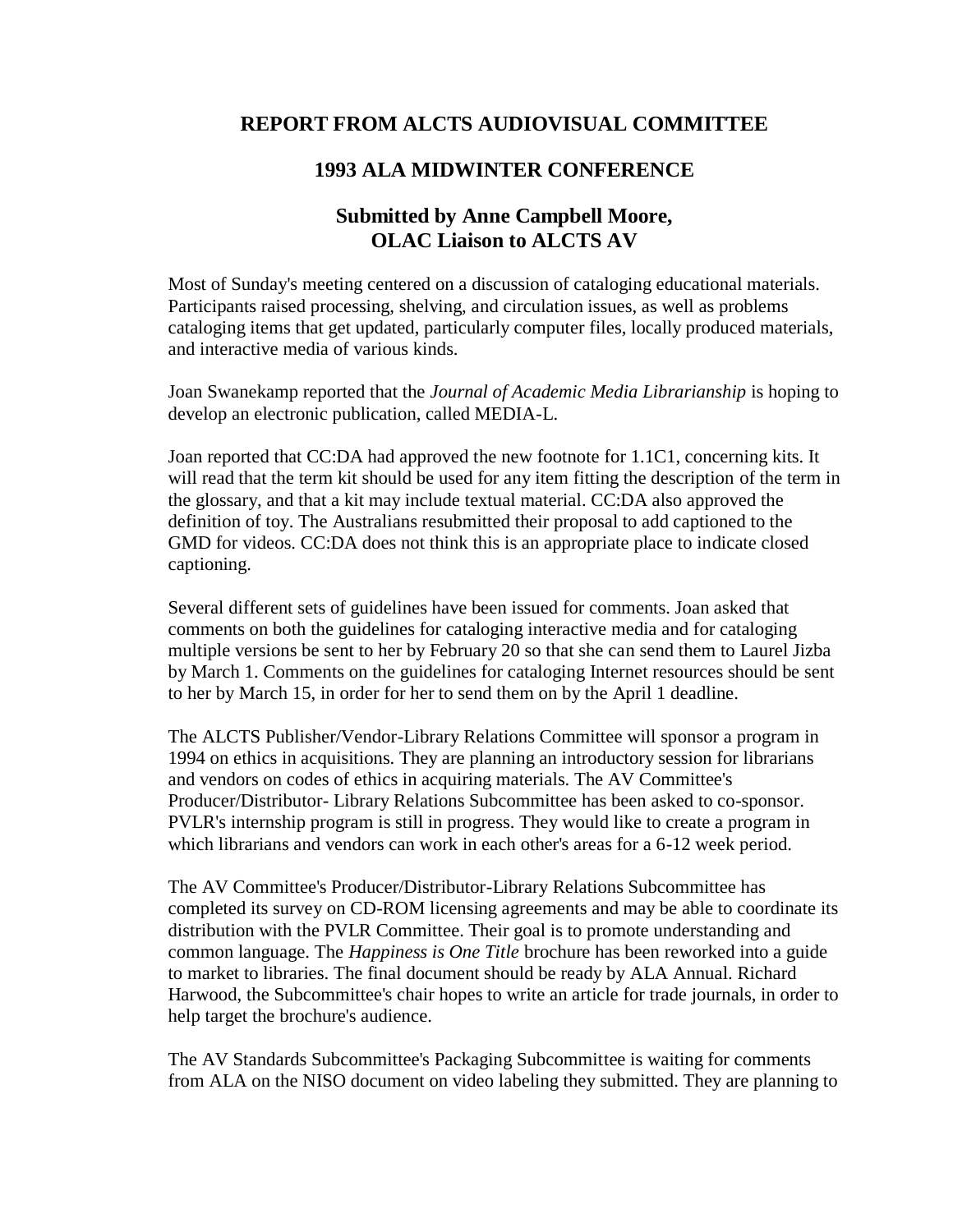## REPORT FROM ALCTS AUDIOVISUAL COMMITTEE

## 1993 ALA MIDWINTER CONFERENCE

### Submitted by Anne Campbell Moore, OLAC Liaison to ALCTS AV

Most of Sunday's meeting centered on a discussion of cataloging educational materials. Participants raised processing, shelving, and circulation issues, as well as problems cataloging items that get updated, particularly computer files, locally produced materials, and interactive media of various kinds.

Joan Swanekamp reported that the *Journal of Academic Media Librarianship* is hoping to develop an electronic publication, called MEDIA-L.

Joan reported that CC:DA had approved the new footnote for 1.1C1, concerning kits. It will read that the term kit should be used for any item fitting the description of the term in the glossary, and that a kit may include textual material. CC:DA also approved the definition of toy. The Australians resubmitted their proposal to add captioned to the GMD for videos. CC:DA does not think this is an appropriate place to indicate closed captioning.

Several different sets of guidelines have been issued for comments. Joan asked that comments on both the guidelines for cataloging interactive media and for cataloging multiple versions be sent to her by February 20 so that she can send them to Laurel Jizba by March 1. Comments on the guidelines for cataloging Internet resources should be sent to her by March 15, in order for her to send them on by the April 1 deadline.

The ALCTS Publisher/Vendor-Library Relations Committee will sponsor a program in 1994 on ethics in acquisitions. They are planning an introductory session for librarians and vendors on codes of ethics in acquiring materials. The AV Committee's Producer/Distributor- Library Relations Subcommittee has been asked to co-sponsor. PVLR's internship program is still in progress. They would like to create a program in which librarians and vendors can work in each other's areas for a 6-12 week period.

The AV Committee's Producer/Distributor-Library Relations Subcommittee has completed its survey on CD-ROM licensing agreements and may be able to coordinate its distribution with the PVLR Committee. Their goal is to promote understanding and common language. The *Happiness is One Title* brochure has been reworked into a guide to market to libraries. The final document should be ready by ALA Annual. Richard Harwood, the Subcommittee's chair hopes to write an article for trade journals, in order to help target the brochure's audience.

The AV Standards Subcommittee's Packaging Subcommittee is waiting for comments from ALA on the NISO document on video labeling they submitted. They are planning to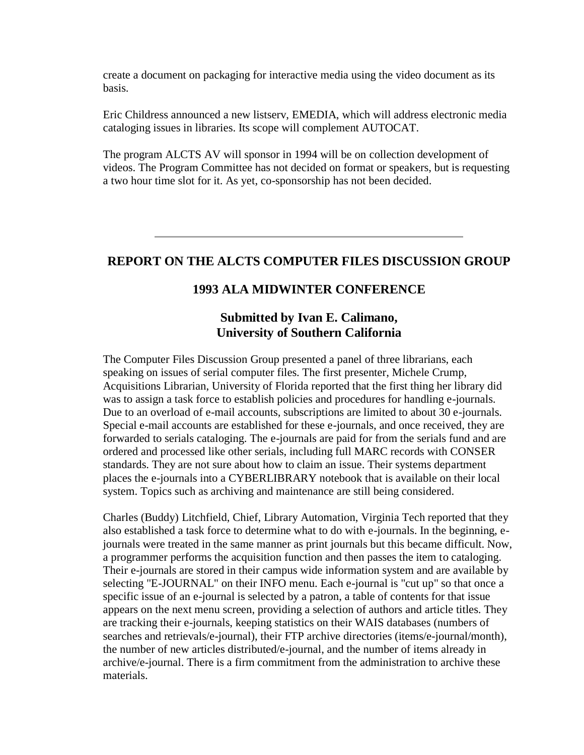create a document on packaging for interactive media using the video document as its basis.

Eric Childress announced a new listserv, EMEDIA, which will address electronic media cataloging issues in libraries. Its scope will complement AUTOCAT.

The program ALCTS AV will sponsor in 1994 will be on collection development of videos. The Program Committee has not decided on format or speakers, but is requesting a two hour time slot for it. As yet, co-sponsorship has not been decided.

---

## REPORT ON THE ALCTS COMPUTER FILES DISCUSSION GROUP

### 1993 ALA MIDWINTER CONFERENCE

### Submitted by Ivan E. Calimano, University of Southern California

The Computer Files Discussion Group presented a panel of three librarians, each speaking on issues of serial computer files. The first presenter, Michele Crump, Acquisitions Librarian, University of Florida reported that the first thing her library did was to assign a task force to establish policies and procedures for handling e-journals. Due to an overload of e-mail accounts, subscriptions are limited to about 30 e-journals. Special e-mail accounts are established for these e-journals, and once received, they are forwarded to serials cataloging. The e-journals are paid for from the serials fund and are ordered and processed like other serials, including full MARC records with CONSER standards. They are not sure about how to claim an issue. Their systems department places the e-journals into a CYBERLIBRARY notebook that is available on their local system. Topics such as archiving and maintenance are still being considered.

Charles (Buddy) Litchfield, Chief, Library Automation, Virginia Tech reported that they also established a task force to determine what to do with e-journals. In the beginning, e-journals were treated in the same manner as print journals but this became difficult. Now, a programmer performs the acquisition function and then passes the item to cataloging. Their e-journals are stored in their campus wide information system and are available by selecting "E-JOURNAL" on their INFO menu. Each e-journal is "cut up" so that once a specific issue of an e-journal is selected by a patron, a table of contents for that issue appears on the next menu screen, providing a selection of authors and article titles. They are tracking their e-journals, keeping statistics on their WAIS databases (numbers of searches and retrievals/e-journal), their FTP archive directories (items/e-journal/month), the number of new articles distributed/e-journal, and the number of items already in archive/e-journal. There is a firm commitment from the administration to archive these materials.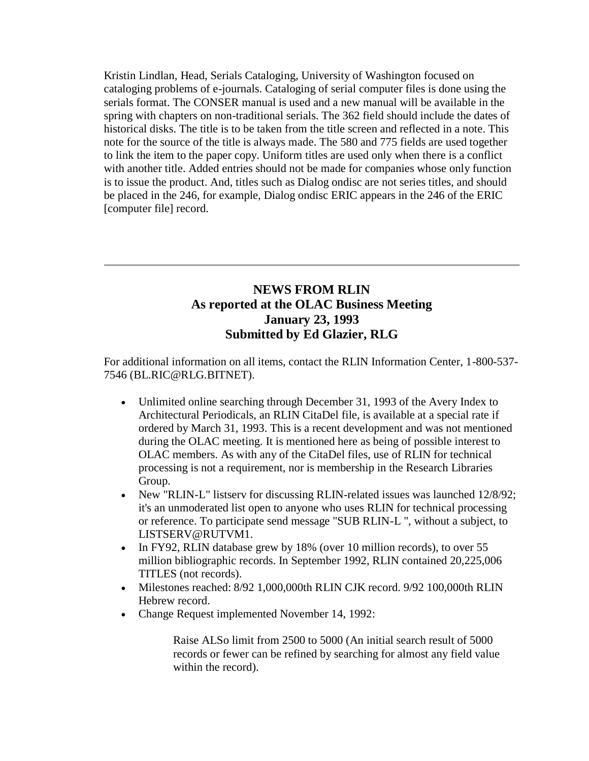Kristin Lindlan, Head, Serials Cataloging, University of Washington focused on cataloging problems of e-journals. Cataloging of serial computer files is done using the serials format. The CONSER manual is used and a new manual will be available in the spring with chapters on non-traditional serials. The 362 field should include the dates of historical disks. The title is to be taken from the title screen and reflected in a note. This note for the source of the title is always made. The 580 and 775 fields are used together to link the item to the paper copy. Uniform titles are used only when there is a conflict with another title. Added entries should not be made for companies whose only function is to issue the product. And, titles such as Dialog ondisc are not series titles, and should be placed in the 246, for example, Dialog ondisc ERIC appears in the 246 of the ERIC [computer file] record.

---

## NEWS FROM RLIN
## As reported at the OLAC Business Meeting
## January 23, 1993
## Submitted by Ed Glazier, RLG

For additional information on all items, contact the RLIN Information Center, 1-800-537-7546 (BL.RIC@RLG.BITNET).

- Unlimited online searching through December 31, 1993 of the Avery Index to Architectural Periodicals, an RLIN CitaDel file, is available at a special rate if ordered by March 31, 1993. This is a recent development and was not mentioned during the OLAC meeting. It is mentioned here as being of possible interest to OLAC members. As with any of the CitaDel files, use of RLIN for technical processing is not a requirement, nor is membership in the Research Libraries Group.
- New "RLIN-L" listserv for discussing RLIN-related issues was launched 12/8/92; it's an unmoderated list open to anyone who uses RLIN for technical processing or reference. To participate send message "SUB RLIN-L ", without a subject, to LISTSERV@RUTVM1.
- In FY92, RLIN database grew by 18% (over 10 million records), to over 55 million bibliographic records. In September 1992, RLIN contained 20,225,006 TITLES (not records).
- Milestones reached: 8/92 1,000,000th RLIN CJK record. 9/92 100,000th RLIN Hebrew record.
- Change Request implemented November 14, 1992:

  Raise ALSo limit from 2500 to 5000 (An initial search result of 5000 records or fewer can be refined by searching for almost any field value within the record).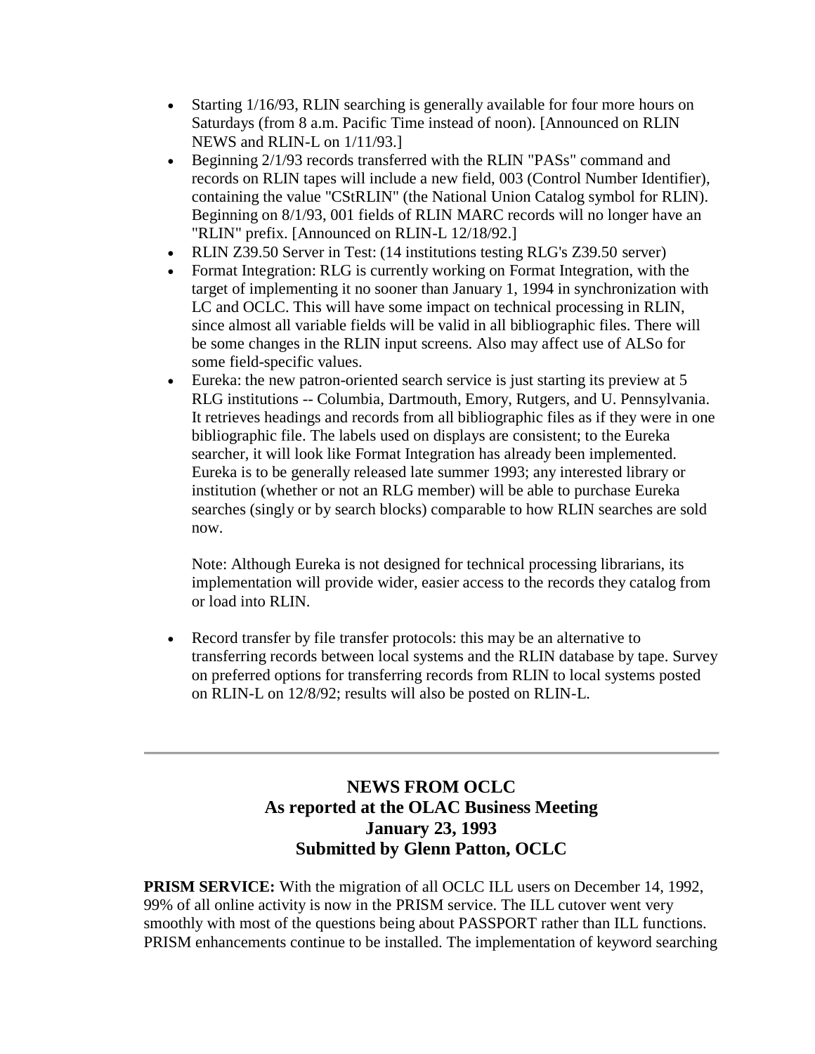- Starting 1/16/93, RLIN searching is generally available for four more hours on Saturdays (from 8 a.m. Pacific Time instead of noon). [Announced on RLIN NEWS and RLIN-L on 1/11/93.]
- Beginning 2/1/93 records transferred with the RLIN "PASs" command and records on RLIN tapes will include a new field, 003 (Control Number Identifier), containing the value "CStRLIN" (the National Union Catalog symbol for RLIN). Beginning on 8/1/93, 001 fields of RLIN MARC records will no longer have an "RLIN" prefix. [Announced on RLIN-L 12/18/92.]
- RLIN Z39.50 Server in Test: (14 institutions testing RLG's Z39.50 server)
- Format Integration: RLG is currently working on Format Integration, with the target of implementing it no sooner than January 1, 1994 in synchronization with LC and OCLC. This will have some impact on technical processing in RLIN, since almost all variable fields will be valid in all bibliographic files. There will be some changes in the RLIN input screens. Also may affect use of ALSo for some field-specific values.
- Eureka: the new patron-oriented search service is just starting its preview at 5 RLG institutions -- Columbia, Dartmouth, Emory, Rutgers, and U. Pennsylvania. It retrieves headings and records from all bibliographic files as if they were in one bibliographic file. The labels used on displays are consistent; to the Eureka searcher, it will look like Format Integration has already been implemented. Eureka is to be generally released late summer 1993; any interested library or institution (whether or not an RLG member) will be able to purchase Eureka searches (singly or by search blocks) comparable to how RLIN searches are sold now.

  Note: Although Eureka is not designed for technical processing librarians, its implementation will provide wider, easier access to the records they catalog from or load into RLIN.

- Record transfer by file transfer protocols: this may be an alternative to transferring records between local systems and the RLIN database by tape. Survey on preferred options for transferring records from RLIN to local systems posted on RLIN-L on 12/8/92; results will also be posted on RLIN-L.

---

## NEWS FROM OCLC
## As reported at the OLAC Business Meeting
## January 23, 1993
## Submitted by Glenn Patton, OCLC

**PRISM SERVICE:** With the migration of all OCLC ILL users on December 14, 1992, 99% of all online activity is now in the PRISM service. The ILL cutover went very smoothly with most of the questions being about PASSPORT rather than ILL functions. PRISM enhancements continue to be installed. The implementation of keyword searching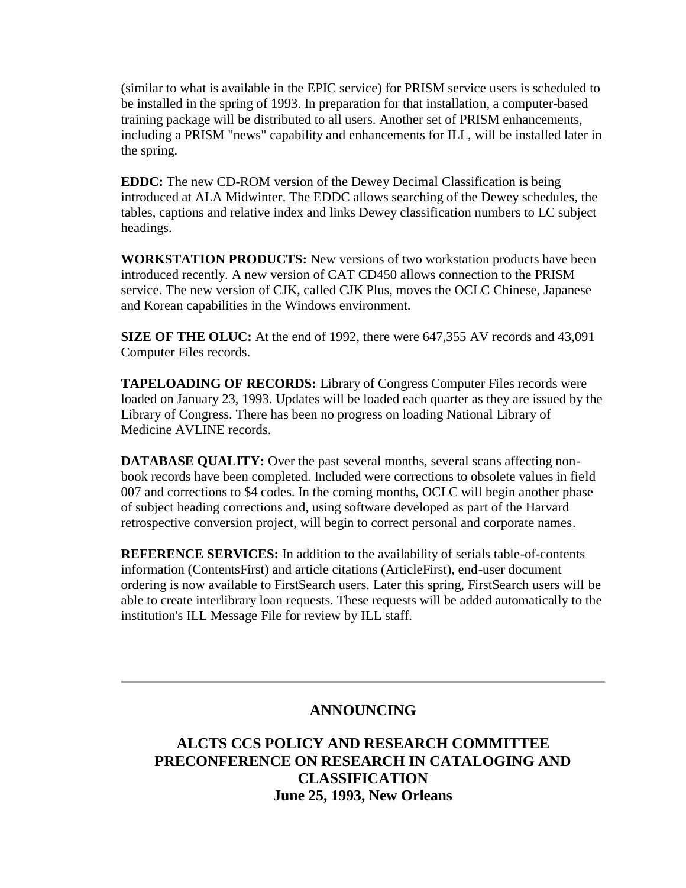(similar to what is available in the EPIC service) for PRISM service users is scheduled to be installed in the spring of 1993. In preparation for that installation, a computer-based training package will be distributed to all users. Another set of PRISM enhancements, including a PRISM "news" capability and enhancements for ILL, will be installed later in the spring.

**EDDC:** The new CD-ROM version of the Dewey Decimal Classification is being introduced at ALA Midwinter. The EDDC allows searching of the Dewey schedules, the tables, captions and relative index and links Dewey classification numbers to LC subject headings.

**WORKSTATION PRODUCTS:** New versions of two workstation products have been introduced recently. A new version of CAT CD450 allows connection to the PRISM service. The new version of CJK, called CJK Plus, moves the OCLC Chinese, Japanese and Korean capabilities in the Windows environment.

**SIZE OF THE OLUC:** At the end of 1992, there were 647,355 AV records and 43,091 Computer Files records.

**TAPELOADING OF RECORDS:** Library of Congress Computer Files records were loaded on January 23, 1993. Updates will be loaded each quarter as they are issued by the Library of Congress. There has been no progress on loading National Library of Medicine AVLINE records.

**DATABASE QUALITY:** Over the past several months, several scans affecting non-book records have been completed. Included were corrections to obsolete values in field 007 and corrections to $4 codes. In the coming months, OCLC will begin another phase of subject heading corrections and, using software developed as part of the Harvard retrospective conversion project, will begin to correct personal and corporate names.

**REFERENCE SERVICES:** In addition to the availability of serials table-of-contents information (ContentsFirst) and article citations (ArticleFirst), end-user document ordering is now available to FirstSearch users. Later this spring, FirstSearch users will be able to create interlibrary loan requests. These requests will be added automatically to the institution's ILL Message File for review by ILL staff.

---

## ANNOUNCING

## ALCTS CCS POLICY AND RESEARCH COMMITTEE PRECONFERENCE ON RESEARCH IN CATALOGING AND CLASSIFICATION
### June 25, 1993, New Orleans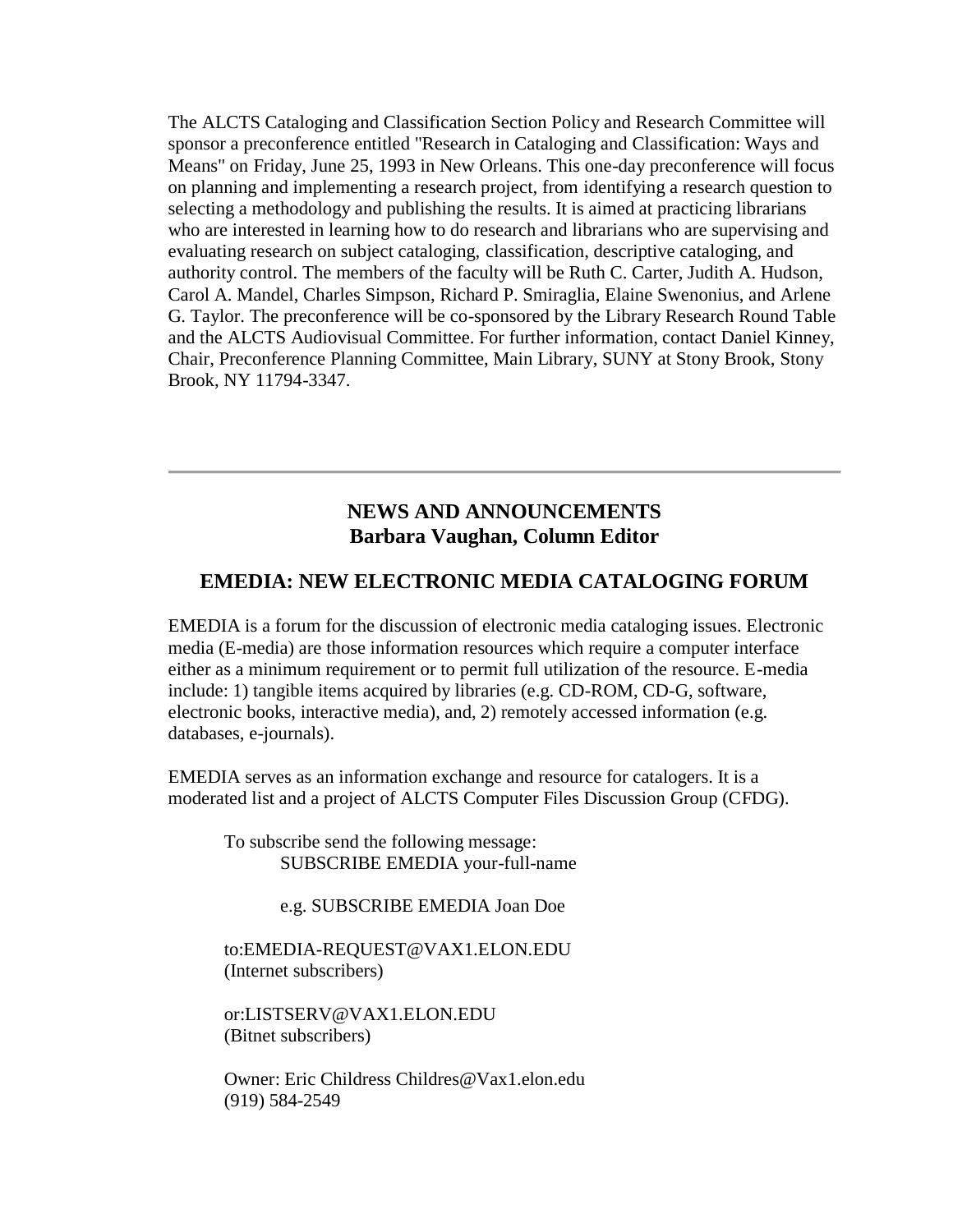The ALCTS Cataloging and Classification Section Policy and Research Committee will sponsor a preconference entitled "Research in Cataloging and Classification: Ways and Means" on Friday, June 25, 1993 in New Orleans. This one-day preconference will focus on planning and implementing a research project, from identifying a research question to selecting a methodology and publishing the results. It is aimed at practicing librarians who are interested in learning how to do research and librarians who are supervising and evaluating research on subject cataloging, classification, descriptive cataloging, and authority control. The members of the faculty will be Ruth C. Carter, Judith A. Hudson, Carol A. Mandel, Charles Simpson, Richard P. Smiraglia, Elaine Swenonius, and Arlene G. Taylor. The preconference will be co-sponsored by the Library Research Round Table and the ALCTS Audiovisual Committee. For further information, contact Daniel Kinney, Chair, Preconference Planning Committee, Main Library, SUNY at Stony Brook, Stony Brook, NY 11794-3347.

---

## NEWS AND ANNOUNCEMENTS
**Barbara Vaughan, Column Editor**

### EMEDIA: NEW ELECTRONIC MEDIA CATALOGING FORUM

EMEDIA is a forum for the discussion of electronic media cataloging issues. Electronic media (E-media) are those information resources which require a computer interface either as a minimum requirement or to permit full utilization of the resource. E-media include: 1) tangible items acquired by libraries (e.g. CD-ROM, CD-G, software, electronic books, interactive media), and, 2) remotely accessed information (e.g. databases, e-journals).

EMEDIA serves as an information exchange and resource for catalogers. It is a moderated list and a project of ALCTS Computer Files Discussion Group (CFDG).

> To subscribe send the following message:
> SUBSCRIBE EMEDIA your-full-name
>
> e.g. SUBSCRIBE EMEDIA Joan Doe
>
> to:EMEDIA-REQUEST@VAX1.ELON.EDU
> (Internet subscribers)
>
> or:LISTSERV@VAX1.ELON.EDU
> (Bitnet subscribers)
>
> Owner: Eric Childress Childres@Vax1.elon.edu
> (919) 584-2549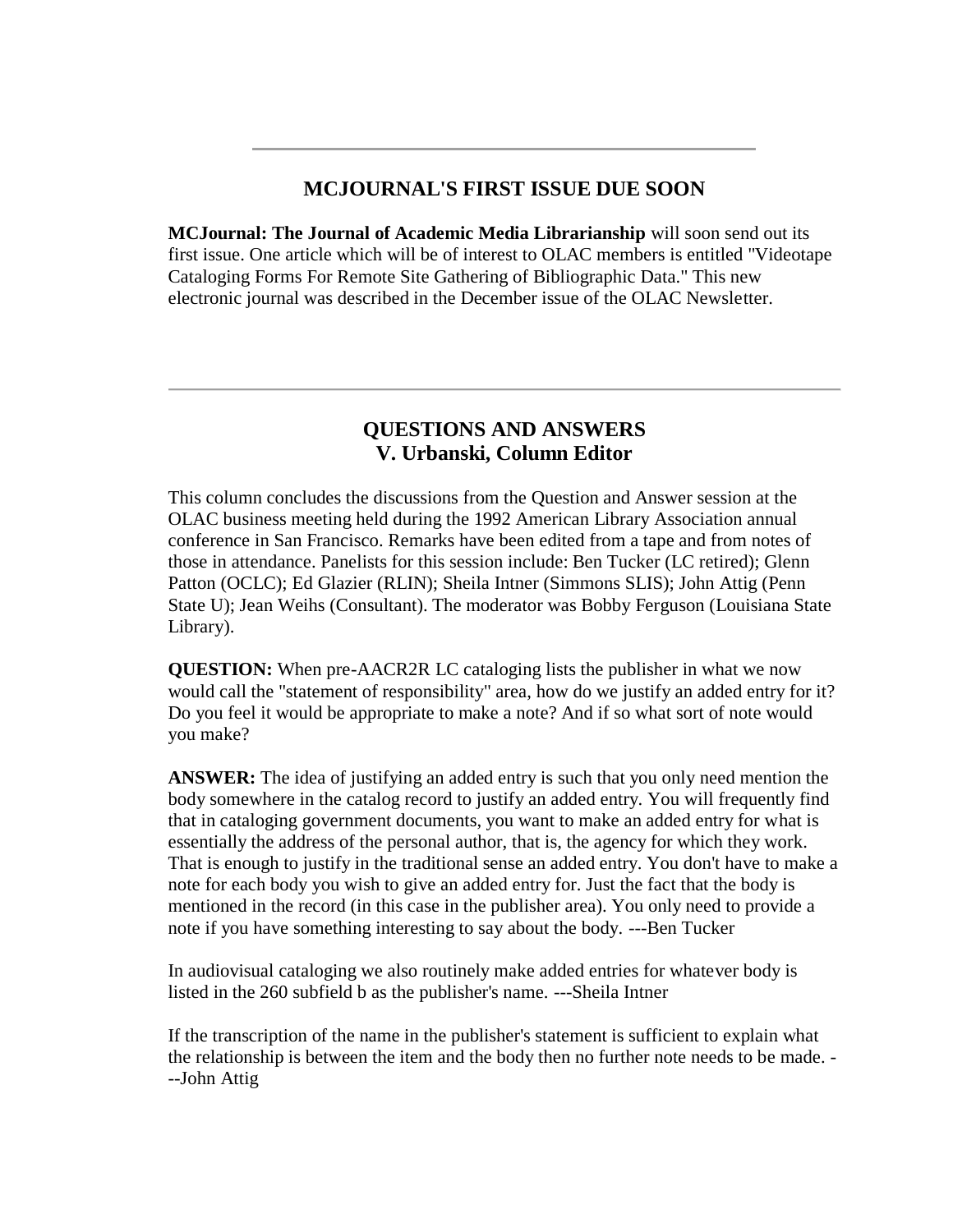---

## MCJOURNAL'S FIRST ISSUE DUE SOON

**MCJournal: The Journal of Academic Media Librarianship** will soon send out its first issue. One article which will be of interest to OLAC members is entitled "Videotape Cataloging Forms For Remote Site Gathering of Bibliographic Data." This new electronic journal was described in the December issue of the OLAC Newsletter.

---

## QUESTIONS AND ANSWERS
## V. Urbanski, Column Editor

This column concludes the discussions from the Question and Answer session at the OLAC business meeting held during the 1992 American Library Association annual conference in San Francisco. Remarks have been edited from a tape and from notes of those in attendance. Panelists for this session include: Ben Tucker (LC retired); Glenn Patton (OCLC); Ed Glazier (RLIN); Sheila Intner (Simmons SLIS); John Attig (Penn State U); Jean Weihs (Consultant). The moderator was Bobby Ferguson (Louisiana State Library).

**QUESTION:** When pre-AACR2R LC cataloging lists the publisher in what we now would call the "statement of responsibility" area, how do we justify an added entry for it? Do you feel it would be appropriate to make a note? And if so what sort of note would you make?

**ANSWER:** The idea of justifying an added entry is such that you only need mention the body somewhere in the catalog record to justify an added entry. You will frequently find that in cataloging government documents, you want to make an added entry for what is essentially the address of the personal author, that is, the agency for which they work. That is enough to justify in the traditional sense an added entry. You don't have to make a note for each body you wish to give an added entry for. Just the fact that the body is mentioned in the record (in this case in the publisher area). You only need to provide a note if you have something interesting to say about the body. ---Ben Tucker

In audiovisual cataloging we also routinely make added entries for whatever body is listed in the 260 subfield b as the publisher's name. ---Sheila Intner

If the transcription of the name in the publisher's statement is sufficient to explain what the relationship is between the item and the body then no further note needs to be made. ---John Attig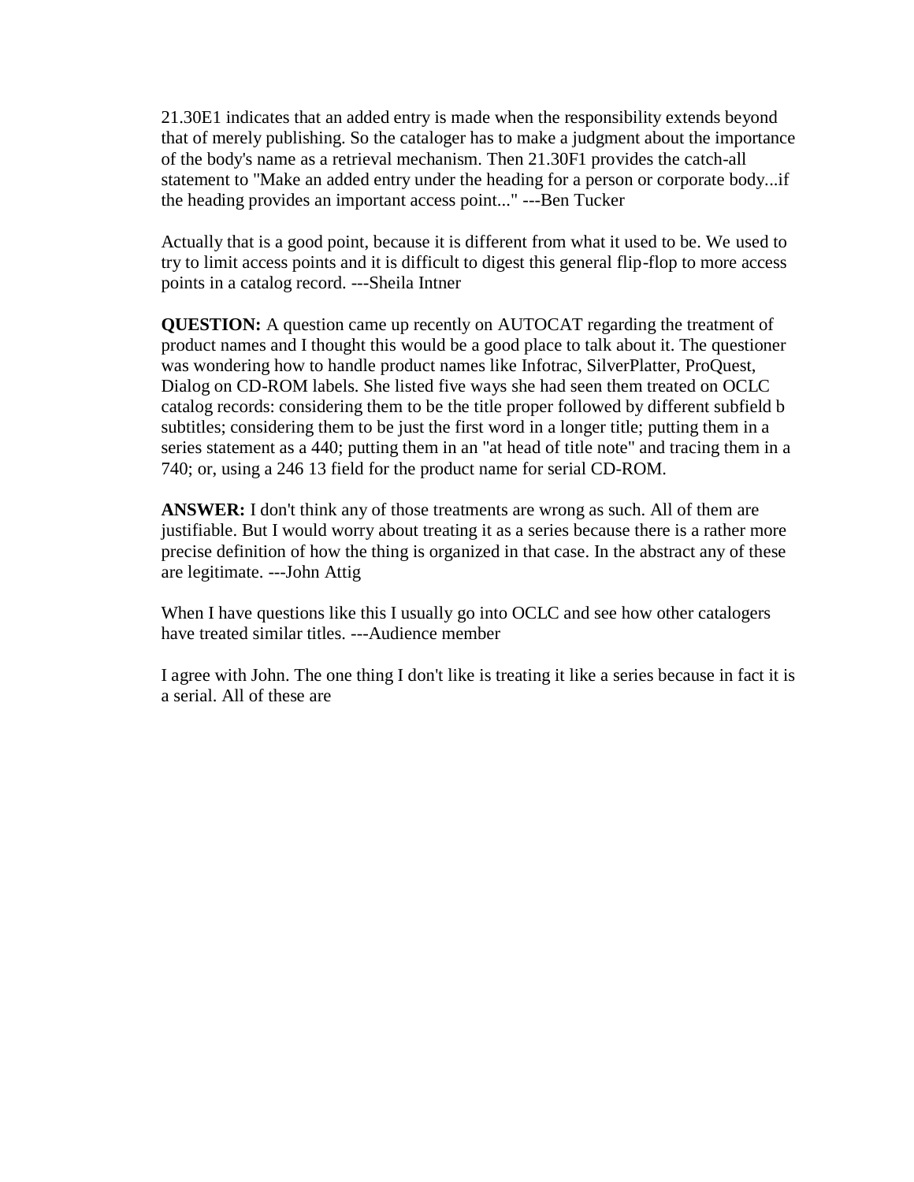21.30E1 indicates that an added entry is made when the responsibility extends beyond that of merely publishing. So the cataloger has to make a judgment about the importance of the body's name as a retrieval mechanism. Then 21.30F1 provides the catch-all statement to "Make an added entry under the heading for a person or corporate body...if the heading provides an important access point..." ---Ben Tucker

Actually that is a good point, because it is different from what it used to be. We used to try to limit access points and it is difficult to digest this general flip-flop to more access points in a catalog record. ---Sheila Intner

**QUESTION:** A question came up recently on AUTOCAT regarding the treatment of product names and I thought this would be a good place to talk about it. The questioner was wondering how to handle product names like Infotrac, SilverPlatter, ProQuest, Dialog on CD-ROM labels. She listed five ways she had seen them treated on OCLC catalog records: considering them to be the title proper followed by different subfield b subtitles; considering them to be just the first word in a longer title; putting them in a series statement as a 440; putting them in an "at head of title note" and tracing them in a 740; or, using a 246 13 field for the product name for serial CD-ROM.

**ANSWER:** I don't think any of those treatments are wrong as such. All of them are justifiable. But I would worry about treating it as a series because there is a rather more precise definition of how the thing is organized in that case. In the abstract any of these are legitimate. ---John Attig

When I have questions like this I usually go into OCLC and see how other catalogers have treated similar titles. ---Audience member

I agree with John. The one thing I don't like is treating it like a series because in fact it is a serial. All of these are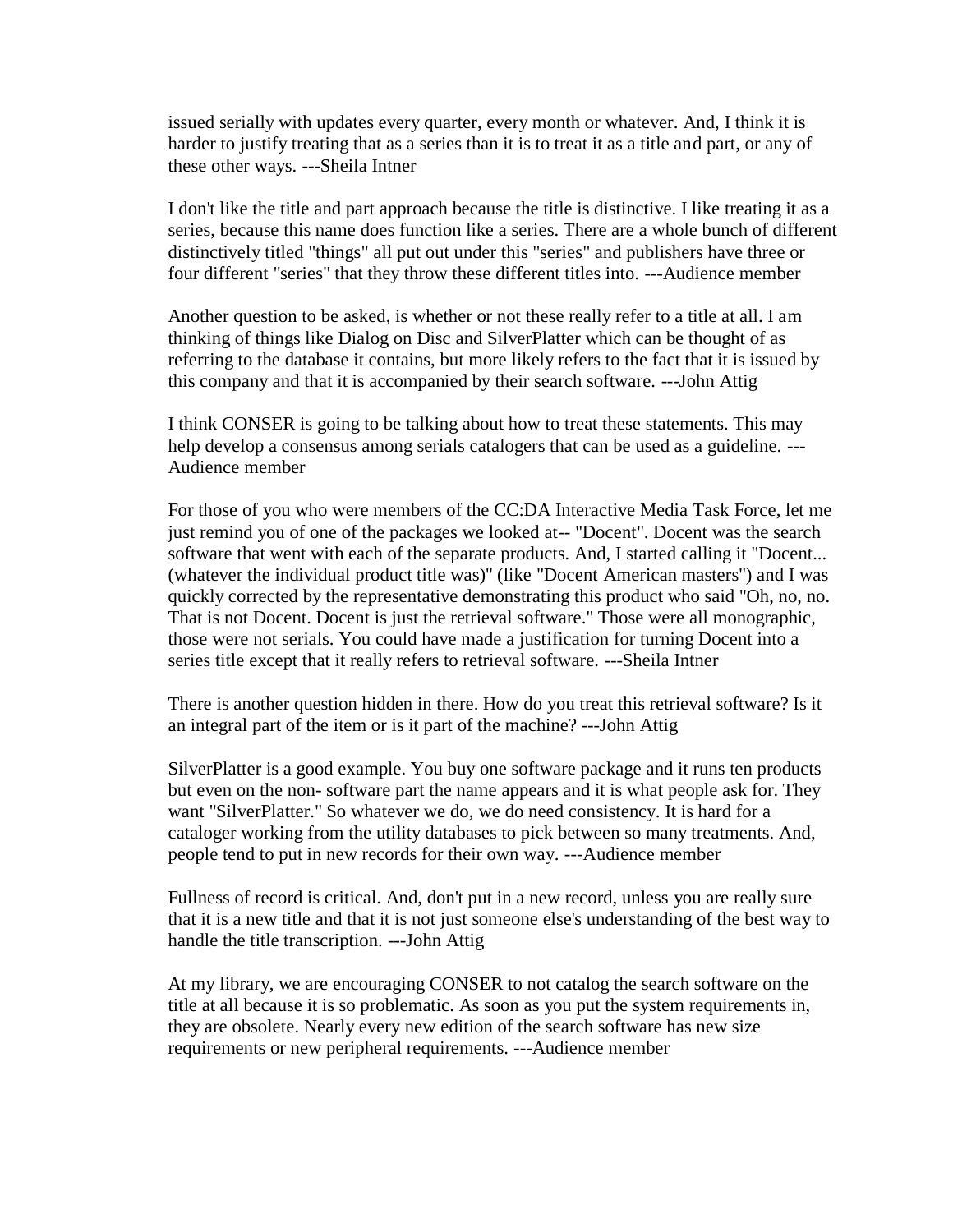issued serially with updates every quarter, every month or whatever. And, I think it is harder to justify treating that as a series than it is to treat it as a title and part, or any of these other ways. ---Sheila Intner

I don't like the title and part approach because the title is distinctive. I like treating it as a series, because this name does function like a series. There are a whole bunch of different distinctively titled "things" all put out under this "series" and publishers have three or four different "series" that they throw these different titles into. ---Audience member

Another question to be asked, is whether or not these really refer to a title at all. I am thinking of things like Dialog on Disc and SilverPlatter which can be thought of as referring to the database it contains, but more likely refers to the fact that it is issued by this company and that it is accompanied by their search software. ---John Attig

I think CONSER is going to be talking about how to treat these statements. This may help develop a consensus among serials catalogers that can be used as a guideline. ---Audience member

For those of you who were members of the CC:DA Interactive Media Task Force, let me just remind you of one of the packages we looked at-- "Docent". Docent was the search software that went with each of the separate products. And, I started calling it "Docent... (whatever the individual product title was)" (like "Docent American masters") and I was quickly corrected by the representative demonstrating this product who said "Oh, no, no. That is not Docent. Docent is just the retrieval software." Those were all monographic, those were not serials. You could have made a justification for turning Docent into a series title except that it really refers to retrieval software. ---Sheila Intner

There is another question hidden in there. How do you treat this retrieval software? Is it an integral part of the item or is it part of the machine? ---John Attig

SilverPlatter is a good example. You buy one software package and it runs ten products but even on the non- software part the name appears and it is what people ask for. They want "SilverPlatter." So whatever we do, we do need consistency. It is hard for a cataloger working from the utility databases to pick between so many treatments. And, people tend to put in new records for their own way. ---Audience member

Fullness of record is critical. And, don't put in a new record, unless you are really sure that it is a new title and that it is not just someone else's understanding of the best way to handle the title transcription. ---John Attig

At my library, we are encouraging CONSER to not catalog the search software on the title at all because it is so problematic. As soon as you put the system requirements in, they are obsolete. Nearly every new edition of the search software has new size requirements or new peripheral requirements. ---Audience member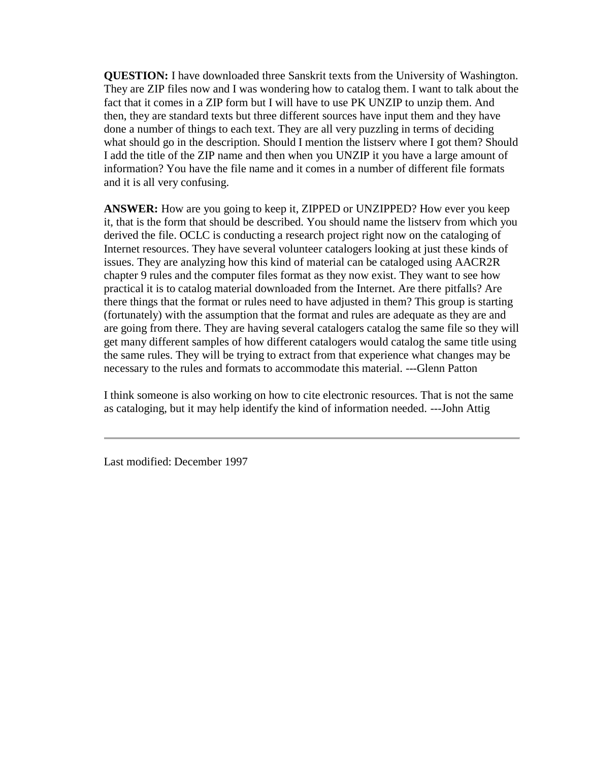**QUESTION:** I have downloaded three Sanskrit texts from the University of Washington. They are ZIP files now and I was wondering how to catalog them. I want to talk about the fact that it comes in a ZIP form but I will have to use PK UNZIP to unzip them. And then, they are standard texts but three different sources have input them and they have done a number of things to each text. They are all very puzzling in terms of deciding what should go in the description. Should I mention the listserv where I got them? Should I add the title of the ZIP name and then when you UNZIP it you have a large amount of information? You have the file name and it comes in a number of different file formats and it is all very confusing.

**ANSWER:** How are you going to keep it, ZIPPED or UNZIPPED? How ever you keep it, that is the form that should be described. You should name the listserv from which you derived the file. OCLC is conducting a research project right now on the cataloging of Internet resources. They have several volunteer catalogers looking at just these kinds of issues. They are analyzing how this kind of material can be cataloged using AACR2R chapter 9 rules and the computer files format as they now exist. They want to see how practical it is to catalog material downloaded from the Internet. Are there pitfalls? Are there things that the format or rules need to have adjusted in them? This group is starting (fortunately) with the assumption that the format and rules are adequate as they are and are going from there. They are having several catalogers catalog the same file so they will get many different samples of how different catalogers would catalog the same title using the same rules. They will be trying to extract from that experience what changes may be necessary to the rules and formats to accommodate this material. ---Glenn Patton

I think someone is also working on how to cite electronic resources. That is not the same as cataloging, but it may help identify the kind of information needed. ---John Attig

---

Last modified: December 1997